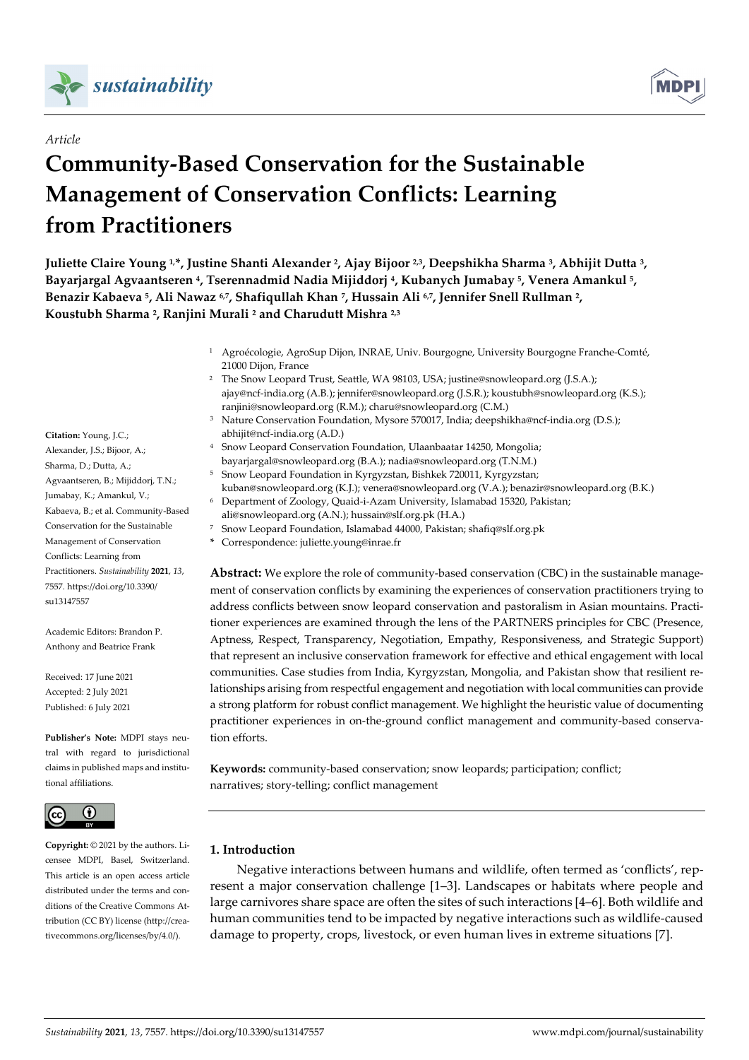*Article*

# Community-Based Conservation for the Sustainable Management of Conservation Conflicts: Learning from Practitioners

**Juliette Claire Young [1,*], Justine Shanti Alexander [2], Ajay Bijoor [2,3], Deepshikha Sharma [3], Abhijit Dutta [3], Bayarjargal Agvaantseren [4], Tserennadmid Nadia Mijiddorj [4], Kubanych Jumabay [5], Venera Amankul [5], Benazir Kabaeva [5], Ali Nawaz [6,7], Shafiqullah Khan [7], Hussain Ali [6,7], Jennifer Snell Rullman [2], Koustubh Sharma [2], Ranjini Murali [2] and Charudutt Mishra [2,3]**

[1] Agroécologie, AgroSup Dijon, INRAE, Univ. Bourgogne, University Bourgogne Franche-Comté, 21000 Dijon, France

[2] The Snow Leopard Trust, Seattle, WA 98103, USA; justine@snowleopard.org (J.S.A.); ajay@ncf-india.org (A.B.); jennifer@snowleopard.org (J.S.R.); koustubh@snowleopard.org (K.S.); ranjini@snowleopard.org (R.M.); charu@snowleopard.org (C.M.)

[3] Nature Conservation Foundation, Mysore 570017, India; deepshikha@ncf-india.org (D.S.); abhijit@ncf-india.org (A.D.)

[4] Snow Leopard Conservation Foundation, Ulaanbaatar 14250, Mongolia; bayarjargal@snowleopard.org (B.A.); nadia@snowleopard.org (T.N.M.)

[5] Snow Leopard Foundation in Kyrgyzstan, Bishkek 720011, Kyrgyzstan; kuban@snowleopard.org (K.J.); venera@snowleopard.org (V.A.); benazir@snowleopard.org (B.K.)

[6] Department of Zoology, Quaid-i-Azam University, Islamabad 15320, Pakistan; ali@snowleopard.org (A.N.); hussain@slf.org.pk (H.A.)

[7] Snow Leopard Foundation, Islamabad 44000, Pakistan; shafiq@slf.org.pk

\* Correspondence: juliette.young@inrae.fr

**Citation:** Young, J.C.; Alexander, J.S.; Bijoor, A.; Sharma, D.; Dutta, A.; Agvaantseren, B.; Mijiddorj, T.N.; Jumabay, K.; Amankul, V.; Kabaeva, B.; et al. Community-Based Conservation for the Sustainable Management of Conservation Conflicts: Learning from Practitioners. *Sustainability* **2021**, *13*, 7557. https://doi.org/10.3390/su13147557

Academic Editors: Brandon P. Anthony and Beatrice Frank

Received: 17 June 2021
Accepted: 2 July 2021
Published: 6 July 2021

**Publisher's Note:** MDPI stays neutral with regard to jurisdictional claims in published maps and institutional affiliations.

**Copyright:** © 2021 by the authors. Licensee MDPI, Basel, Switzerland. This article is an open access article distributed under the terms and conditions of the Creative Commons Attribution (CC BY) license (http://creativecommons.org/licenses/by/4.0/).

**Abstract:** We explore the role of community-based conservation (CBC) in the sustainable management of conservation conflicts by examining the experiences of conservation practitioners trying to address conflicts between snow leopard conservation and pastoralism in Asian mountains. Practitioner experiences are examined through the lens of the PARTNERS principles for CBC (Presence, Aptness, Respect, Transparency, Negotiation, Empathy, Responsiveness, and Strategic Support) that represent an inclusive conservation framework for effective and ethical engagement with local communities. Case studies from India, Kyrgyzstan, Mongolia, and Pakistan show that resilient relationships arising from respectful engagement and negotiation with local communities can provide a strong platform for robust conflict management. We highlight the heuristic value of documenting practitioner experiences in on-the-ground conflict management and community-based conservation efforts.

**Keywords:** community-based conservation; snow leopards; participation; conflict; narratives; story-telling; conflict management

## 1. Introduction

Negative interactions between humans and wildlife, often termed as 'conflicts', represent a major conservation challenge [1–3]. Landscapes or habitats where people and large carnivores share space are often the sites of such interactions [4–6]. Both wildlife and human communities tend to be impacted by negative interactions such as wildlife-caused damage to property, crops, livestock, or even human lives in extreme situations [7].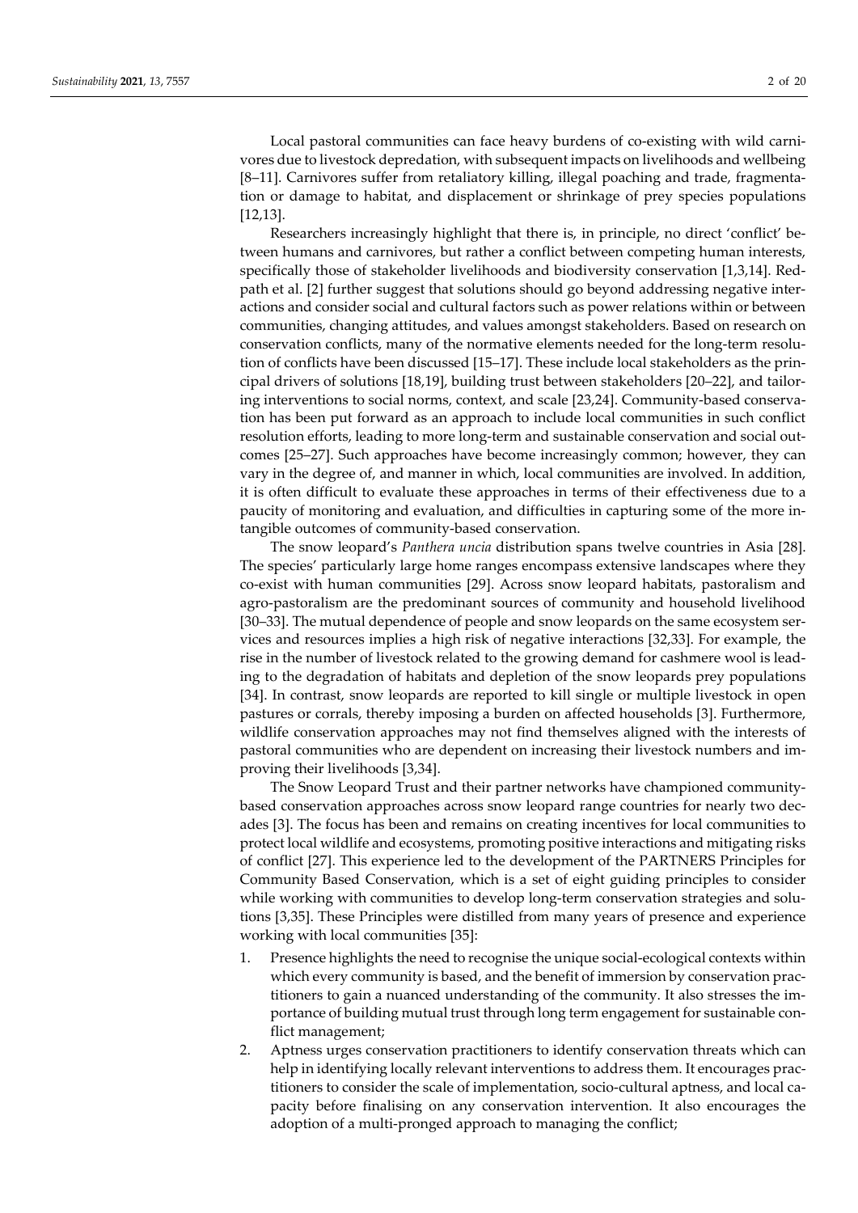Local pastoral communities can face heavy burdens of co-existing with wild carnivores due to livestock depredation, with subsequent impacts on livelihoods and wellbeing [8–11]. Carnivores suffer from retaliatory killing, illegal poaching and trade, fragmentation or damage to habitat, and displacement or shrinkage of prey species populations [12,13].

Researchers increasingly highlight that there is, in principle, no direct 'conflict' between humans and carnivores, but rather a conflict between competing human interests, specifically those of stakeholder livelihoods and biodiversity conservation [1,3,14]. Redpath et al. [2] further suggest that solutions should go beyond addressing negative interactions and consider social and cultural factors such as power relations within or between communities, changing attitudes, and values amongst stakeholders. Based on research on conservation conflicts, many of the normative elements needed for the long-term resolution of conflicts have been discussed [15–17]. These include local stakeholders as the principal drivers of solutions [18,19], building trust between stakeholders [20–22], and tailoring interventions to social norms, context, and scale [23,24]. Community-based conservation has been put forward as an approach to include local communities in such conflict resolution efforts, leading to more long-term and sustainable conservation and social outcomes [25–27]. Such approaches have become increasingly common; however, they can vary in the degree of, and manner in which, local communities are involved. In addition, it is often difficult to evaluate these approaches in terms of their effectiveness due to a paucity of monitoring and evaluation, and difficulties in capturing some of the more intangible outcomes of community-based conservation.

The snow leopard's *Panthera uncia* distribution spans twelve countries in Asia [28]. The species' particularly large home ranges encompass extensive landscapes where they co-exist with human communities [29]. Across snow leopard habitats, pastoralism and agro-pastoralism are the predominant sources of community and household livelihood [30–33]. The mutual dependence of people and snow leopards on the same ecosystem services and resources implies a high risk of negative interactions [32,33]. For example, the rise in the number of livestock related to the growing demand for cashmere wool is leading to the degradation of habitats and depletion of the snow leopards prey populations [34]. In contrast, snow leopards are reported to kill single or multiple livestock in open pastures or corrals, thereby imposing a burden on affected households [3]. Furthermore, wildlife conservation approaches may not find themselves aligned with the interests of pastoral communities who are dependent on increasing their livestock numbers and improving their livelihoods [3,34].

The Snow Leopard Trust and their partner networks have championed community-based conservation approaches across snow leopard range countries for nearly two decades [3]. The focus has been and remains on creating incentives for local communities to protect local wildlife and ecosystems, promoting positive interactions and mitigating risks of conflict [27]. This experience led to the development of the PARTNERS Principles for Community Based Conservation, which is a set of eight guiding principles to consider while working with communities to develop long-term conservation strategies and solutions [3,35]. These Principles were distilled from many years of presence and experience working with local communities [35]:

1. Presence highlights the need to recognise the unique social-ecological contexts within which every community is based, and the benefit of immersion by conservation practitioners to gain a nuanced understanding of the community. It also stresses the importance of building mutual trust through long term engagement for sustainable conflict management;
2. Aptness urges conservation practitioners to identify conservation threats which can help in identifying locally relevant interventions to address them. It encourages practitioners to consider the scale of implementation, socio-cultural aptness, and local capacity before finalising on any conservation intervention. It also encourages the adoption of a multi-pronged approach to managing the conflict;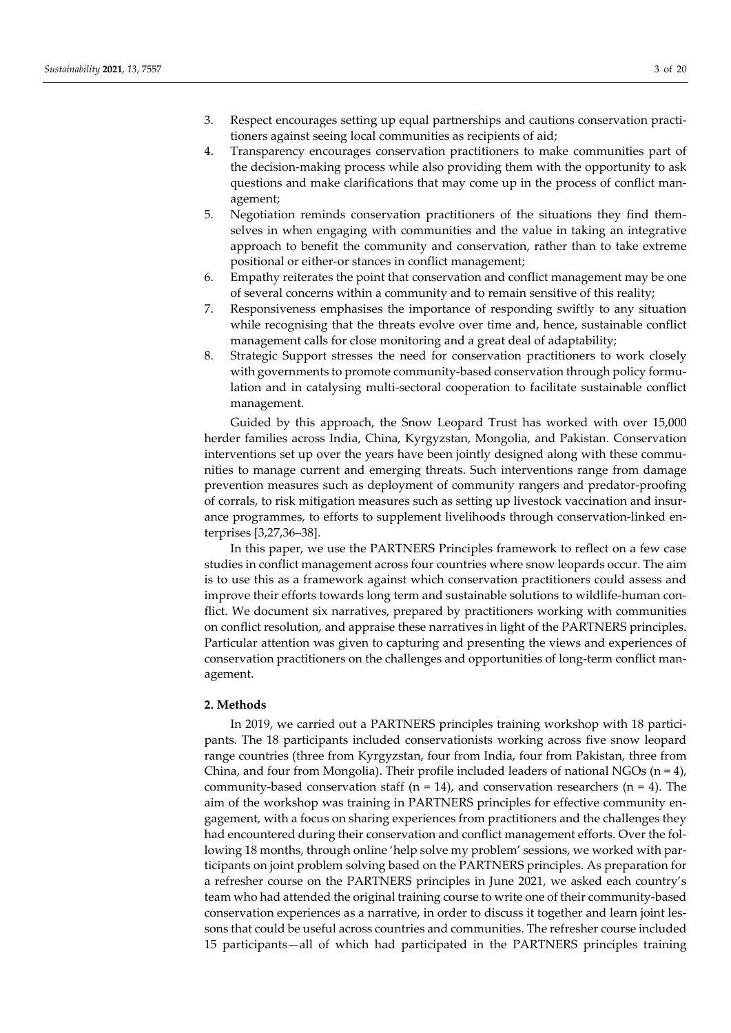3. Respect encourages setting up equal partnerships and cautions conservation practitioners against seeing local communities as recipients of aid;
4. Transparency encourages conservation practitioners to make communities part of the decision-making process while also providing them with the opportunity to ask questions and make clarifications that may come up in the process of conflict management;
5. Negotiation reminds conservation practitioners of the situations they find themselves in when engaging with communities and the value in taking an integrative approach to benefit the community and conservation, rather than to take extreme positional or either-or stances in conflict management;
6. Empathy reiterates the point that conservation and conflict management may be one of several concerns within a community and to remain sensitive of this reality;
7. Responsiveness emphasises the importance of responding swiftly to any situation while recognising that the threats evolve over time and, hence, sustainable conflict management calls for close monitoring and a great deal of adaptability;
8. Strategic Support stresses the need for conservation practitioners to work closely with governments to promote community-based conservation through policy formulation and in catalysing multi-sectoral cooperation to facilitate sustainable conflict management.

Guided by this approach, the Snow Leopard Trust has worked with over 15,000 herder families across India, China, Kyrgyzstan, Mongolia, and Pakistan. Conservation interventions set up over the years have been jointly designed along with these communities to manage current and emerging threats. Such interventions range from damage prevention measures such as deployment of community rangers and predator-proofing of corrals, to risk mitigation measures such as setting up livestock vaccination and insurance programmes, to efforts to supplement livelihoods through conservation-linked enterprises [3,27,36–38].

In this paper, we use the PARTNERS Principles framework to reflect on a few case studies in conflict management across four countries where snow leopards occur. The aim is to use this as a framework against which conservation practitioners could assess and improve their efforts towards long term and sustainable solutions to wildlife-human conflict. We document six narratives, prepared by practitioners working with communities on conflict resolution, and appraise these narratives in light of the PARTNERS principles. Particular attention was given to capturing and presenting the views and experiences of conservation practitioners on the challenges and opportunities of long-term conflict management.

## 2. Methods

In 2019, we carried out a PARTNERS principles training workshop with 18 participants. The 18 participants included conservationists working across five snow leopard range countries (three from Kyrgyzstan, four from India, four from Pakistan, three from China, and four from Mongolia). Their profile included leaders of national NGOs (n = 4), community-based conservation staff (n = 14), and conservation researchers (n = 4). The aim of the workshop was training in PARTNERS principles for effective community engagement, with a focus on sharing experiences from practitioners and the challenges they had encountered during their conservation and conflict management efforts. Over the following 18 months, through online 'help solve my problem' sessions, we worked with participants on joint problem solving based on the PARTNERS principles. As preparation for a refresher course on the PARTNERS principles in June 2021, we asked each country's team who had attended the original training course to write one of their community-based conservation experiences as a narrative, in order to discuss it together and learn joint lessons that could be useful across countries and communities. The refresher course included 15 participants—all of which had participated in the PARTNERS principles training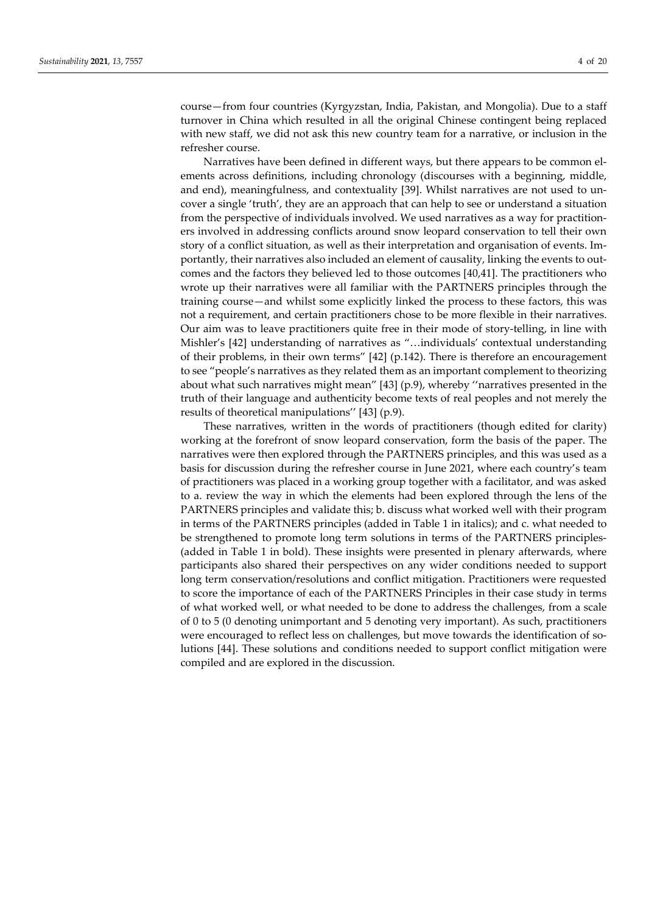course—from four countries (Kyrgyzstan, India, Pakistan, and Mongolia). Due to a staff turnover in China which resulted in all the original Chinese contingent being replaced with new staff, we did not ask this new country team for a narrative, or inclusion in the refresher course.

Narratives have been defined in different ways, but there appears to be common elements across definitions, including chronology (discourses with a beginning, middle, and end), meaningfulness, and contextuality [39]. Whilst narratives are not used to uncover a single 'truth', they are an approach that can help to see or understand a situation from the perspective of individuals involved. We used narratives as a way for practitioners involved in addressing conflicts around snow leopard conservation to tell their own story of a conflict situation, as well as their interpretation and organisation of events. Importantly, their narratives also included an element of causality, linking the events to outcomes and the factors they believed led to those outcomes [40,41]. The practitioners who wrote up their narratives were all familiar with the PARTNERS principles through the training course—and whilst some explicitly linked the process to these factors, this was not a requirement, and certain practitioners chose to be more flexible in their narratives. Our aim was to leave practitioners quite free in their mode of story-telling, in line with Mishler's [42] understanding of narratives as "…individuals' contextual understanding of their problems, in their own terms" [42] (p.142). There is therefore an encouragement to see "people's narratives as they related them as an important complement to theorizing about what such narratives might mean" [43] (p.9), whereby ''narratives presented in the truth of their language and authenticity become texts of real peoples and not merely the results of theoretical manipulations'' [43] (p.9).

These narratives, written in the words of practitioners (though edited for clarity) working at the forefront of snow leopard conservation, form the basis of the paper. The narratives were then explored through the PARTNERS principles, and this was used as a basis for discussion during the refresher course in June 2021, where each country's team of practitioners was placed in a working group together with a facilitator, and was asked to a. review the way in which the elements had been explored through the lens of the PARTNERS principles and validate this; b. discuss what worked well with their program in terms of the PARTNERS principles (added in Table 1 in italics); and c. what needed to be strengthened to promote long term solutions in terms of the PARTNERS principles- (added in Table 1 in bold). These insights were presented in plenary afterwards, where participants also shared their perspectives on any wider conditions needed to support long term conservation/resolutions and conflict mitigation. Practitioners were requested to score the importance of each of the PARTNERS Principles in their case study in terms of what worked well, or what needed to be done to address the challenges, from a scale of 0 to 5 (0 denoting unimportant and 5 denoting very important). As such, practitioners were encouraged to reflect less on challenges, but move towards the identification of solutions [44]. These solutions and conditions needed to support conflict mitigation were compiled and are explored in the discussion.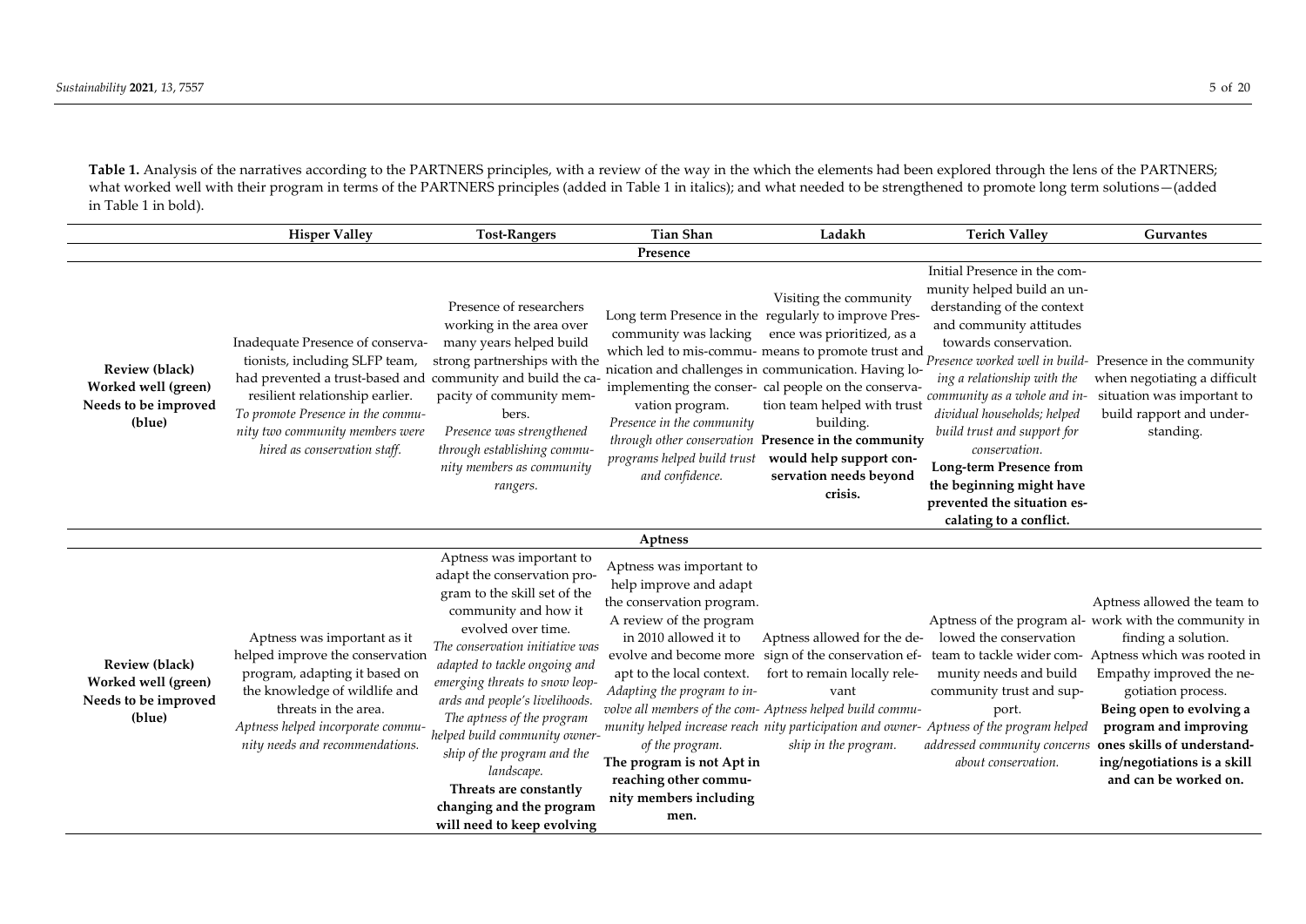**Table 1.** Analysis of the narratives according to the PARTNERS principles, with a review of the way in the which the elements had been explored through the lens of the PARTNERS; what worked well with their program in terms of the PARTNERS principles (added in Table 1 in italics); and what needed to be strengthened to promote long term solutions—(added in Table 1 in bold).

| | Hisper Valley | Tost-Rangers | Tian Shan | Ladakh | Terich Valley | Gurvantes |
|---|---|---|---|---|---|---|
| **Presence** | | | | | | |
| **Review (black) Worked well (green) Needs to be improved (blue)** | Inadequate Presence of conservationists, including SLFP team, had prevented a trust-based and resilient relationship earlier. *To promote Presence in the community two community members were hired as conservation staff.* | Presence of researchers working in the area over many years helped build strong partnerships with the community and build the capacity of community members. *Presence was strengthened through establishing community members as community rangers.* | Long term Presence in the community was lacking which led to mis-communication and challenges in implementing the conservation program. *Presence in the community through other conservation programs helped build trust and confidence.* | Visiting the community regularly to improve Presence was prioritized, as a means to promote trust and communication. Having local people on the conservation team helped with trust building. **Presence in the community would help support conservation needs beyond crisis.** | Initial Presence in the community helped build an understanding of the context and community attitudes towards conservation. *Presence worked well in building a relationship with the community as a whole and individual households; helped build trust and support for conservation.* **Long-term Presence from the beginning might have prevented the situation escalating to a conflict.** | Presence in the community when negotiating a difficult situation was important to build rapport and understanding. |
| **Aptness** | | | | | | |
| **Review (black) Worked well (green) Needs to be improved (blue)** | Aptness was important as it helped improve the conservation program, adapting it based on the knowledge of wildlife and threats in the area. *Aptness helped incorporate community needs and recommendations.* | Aptness was important to adapt the conservation program to the skill set of the community and how it evolved over time. *The conservation initiative was adapted to tackle ongoing and emerging threats to snow leopards and people's livelihoods. The aptness of the program helped build community ownership of the program and the landscape.* **Threats are constantly changing and the program will need to keep evolving** | Aptness was important to help improve and adapt the conservation program. A review of the program in 2010 allowed it to evolve and become more apt to the local context. *Adapting the program to involve all members of the community helped increase reach of the program.* **The program is not Apt in reaching other community members including men.** | Aptness allowed for the design of the conservation effort to remain locally relevant *Aptness helped build community participation and ownership in the program.* | Aptness of the program allowed the conservation team to tackle wider community needs and build community trust and support. *Aptness of the program helped addressed community concerns about conservation.* | Aptness allowed the team to work with the community in finding a solution. Aptness which was rooted in Empathy improved the negotiation process. **Being open to evolving a program and improving ones skills of understanding/negotiations is a skill and can be worked on.** |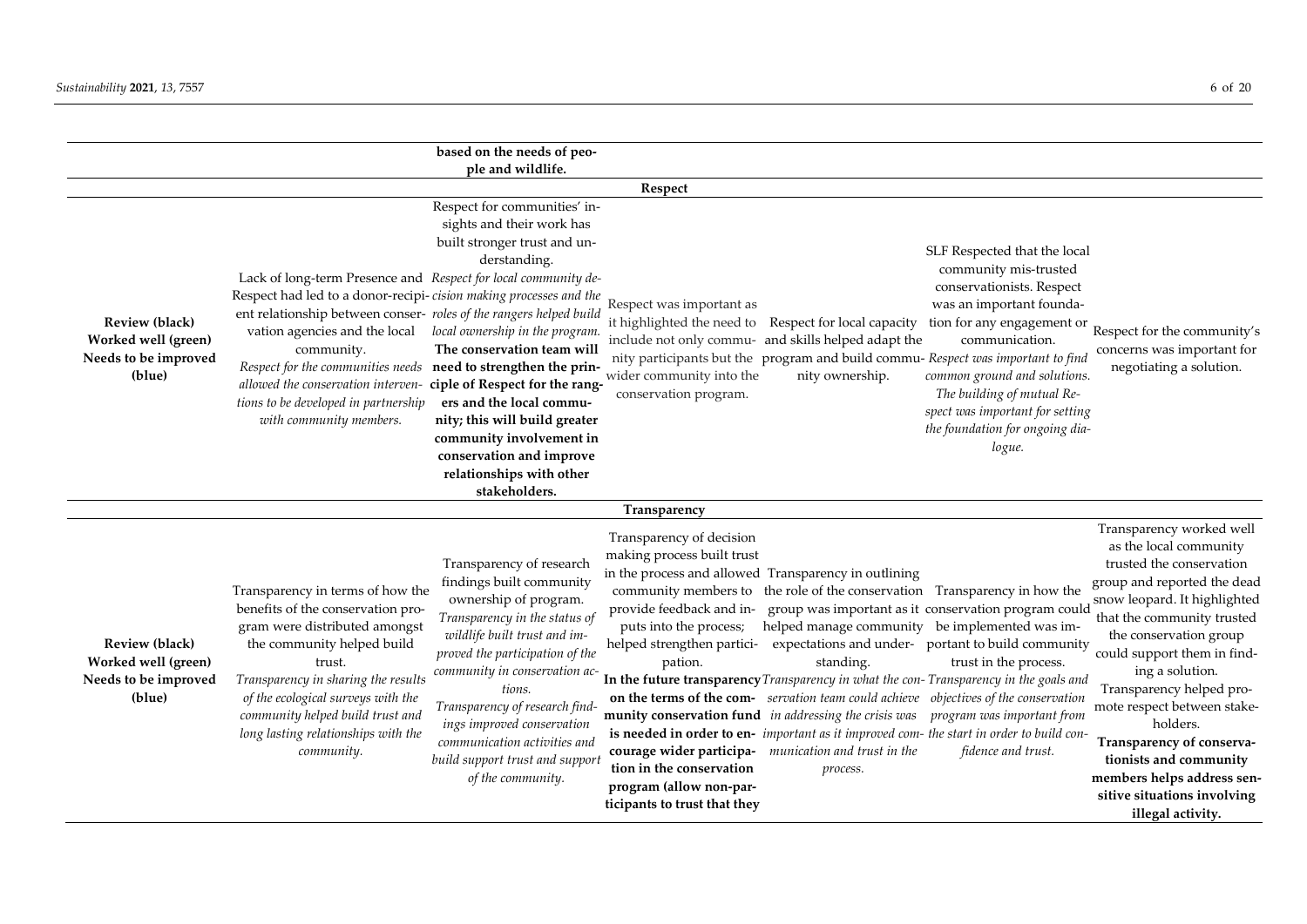| | | | | | | |
|---|---|---|---|---|---|---|
| | | **based on the needs of people and wildlife.** | | | | |
| **Respect** | | | | | | |
| **Review (black) Worked well (green) Needs to be improved (blue)** | Lack of long-term Presence and Respect had led to a donor-recipient relationship between conservation agencies and the local community. *Respect for the communities needs allowed the conservation interventions to be developed in partnership with community members.* | Respect for communities' insights and their work has built stronger trust and understanding. *Respect for local community decision making processes and the roles of the rangers helped build local ownership in the program.* **The conservation team will need to strengthen the principle of Respect for the rangers and the local community; this will build greater community involvement in conservation and improve relationships with other stakeholders.** | Respect was important as it highlighted the need to include not only community participants but the wider community into the conservation program. | Respect for local capacity and skills helped adapt the program and build community ownership. | SLF Respected that the local community mis-trusted conservationists. Respect was an important foundation for any engagement or communication. *Respect was important to find common ground and solutions. The building of mutual Respect was important for setting the foundation for ongoing dialogue.* | Respect for the community's concerns was important for negotiating a solution. |
| **Transparency** | | | | | | |
| **Review (black) Worked well (green) Needs to be improved (blue)** | Transparency in terms of how the benefits of the conservation program were distributed amongst the community helped build trust. *Transparency in sharing the results of the ecological surveys with the community helped build trust and long lasting relationships with the community.* | Transparency of research findings built community ownership of program. *Transparency in the status of wildlife built trust and improved the participation of the community in conservation actions. Transparency of research findings improved conservation communication activities and build support trust and support of the community.* | Transparency of decision making process built trust in the process and allowed community members to provide feedback and inputs into the process; helped strengthen participation. **In the future transparency on the terms of the community conservation fund is needed in order to encourage wider participation in the conservation program (allow non-participants to trust that they** | Transparency in outlining the role of the conservation group was important as it helped manage community expectations and understanding. *Transparency in what the conservation team could achieve in addressing the crisis was important as it improved communication and trust in the process.* | Transparency in how the conservation program could be implemented was important to build community trust in the process. *Transparency in the goals and objectives of the conservation program was important from the start in order to build confidence and trust.* | Transparency worked well as the local community trusted the conservation group and reported the dead snow leopard. It highlighted that the community trusted the conservation group could support them in finding a solution. Transparency helped promote respect between stakeholders. **Transparency of conservationists and community members helps address sensitive situations involving illegal activity.** |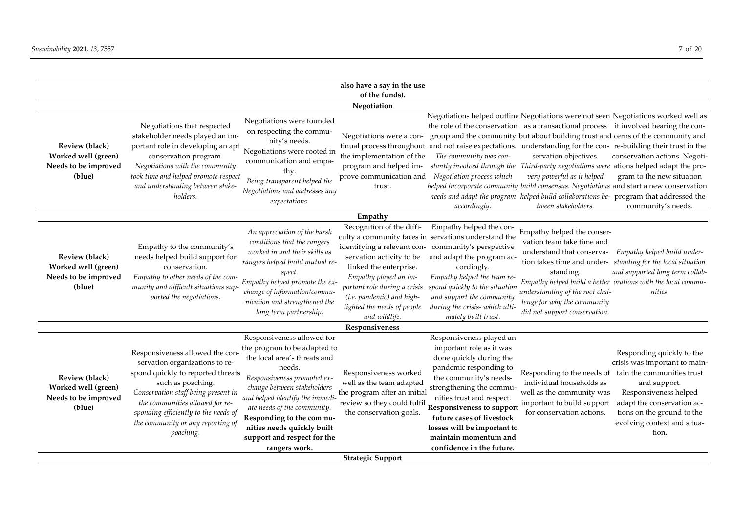| | | | also have a say in the use of the funds). | | | |
|---|---|---|---|---|---|---|
| | | | **Negotiation** | | | |
| **Review (black) Worked well (green) Needs to be improved (blue)** | Negotiations that respected stakeholder needs played an important role in developing an apt conservation program. *Negotiations with the community took time and helped promote respect and understanding between stakeholders.* | Negotiations were founded on respecting the community's needs. Negotiations were rooted in communication and empathy. *Being transparent helped the Negotiations and addresses any expectations.* | Negotiations were a continual process throughout the implementation of the program and helped improve communication and trust. | Negotiations helped outline the role of the conservation group and the community and not raise expectations. *The community was constantly involved through the Negotiation process which helped incorporate community needs and adapt the program accordingly.* | Negotiations were not seen as a transactional process but about building trust and understanding for the conservation objectives. *Third-party negotiations were very powerful as it helped build consensus. Negotiations helped build collaborations between stakeholders.* | Negotiations worked well as it involved hearing the concerns of the community and re-building their trust in the conservation actions. Negotiations helped adapt the program to the new situation and start a new conservation program that addressed the community's needs. |
| | | | **Empathy** | | | |
| **Review (black) Worked well (green) Needs to be improved (blue)** | Empathy to the community's needs helped build support for conservation. *Empathy to other needs of the community and difficult situations supported the negotiations.* | *An appreciation of the harsh conditions that the rangers worked in and their skills as rangers helped build mutual respect. Empathy helped promote the exchange of information/communication and strengthened the long term partnership.* | Recognition of the difficulty a community faces in identifying a relevant conservation activity to be linked the enterprise. *Empathy played an important role during a crisis (i.e. pandemic) and highlighted the needs of people and wildlife.* | Empathy helped the conservations understand the community's perspective and adapt the program accordingly. *Empathy helped the team respond quickly to the situation and support the community during the crisis- which ultimately built trust.* | Empathy helped the conservation team take time and understand that conservation takes time and understanding. *Empathy helped build a better understanding of the root challenge for why the community did not support conservation.* | *Empathy helped build understanding for the local situation and supported long term collaborations with the local communities.* |
| | | | **Responsiveness** | | | |
| **Review (black) Worked well (green) Needs to be improved (blue)** | Responsiveness allowed the conservation organizations to respond quickly to reported threats such as poaching. *Conservation staff being present in the communities allowed for responding efficiently to the needs of the community or any reporting of poaching.* | Responsiveness allowed for the program to be adapted to the local area's threats and needs. *Responsiveness promoted exchange between stakeholders and helped identify the immediate needs of the community.* **Responding to the communities needs quickly built support and respect for the rangers work.** | Responsiveness worked well as the team adapted the program after an initial review so they could fulfil the conservation goals. | Responsiveness played an important role as it was done quickly during the pandemic responding to the community's needs-strengthening the communities trust and respect. **Responsiveness to support future cases of livestock losses will be important to maintain momentum and confidence in the future.** | Responding to the needs of individual households as well as the community was important to build support for conservation actions. | Responding quickly to the crisis was important to maintain the communities trust and support. Responsiveness helped adapt the conservation actions on the ground to the evolving context and situation. |
| | | | **Strategic Support** | | | |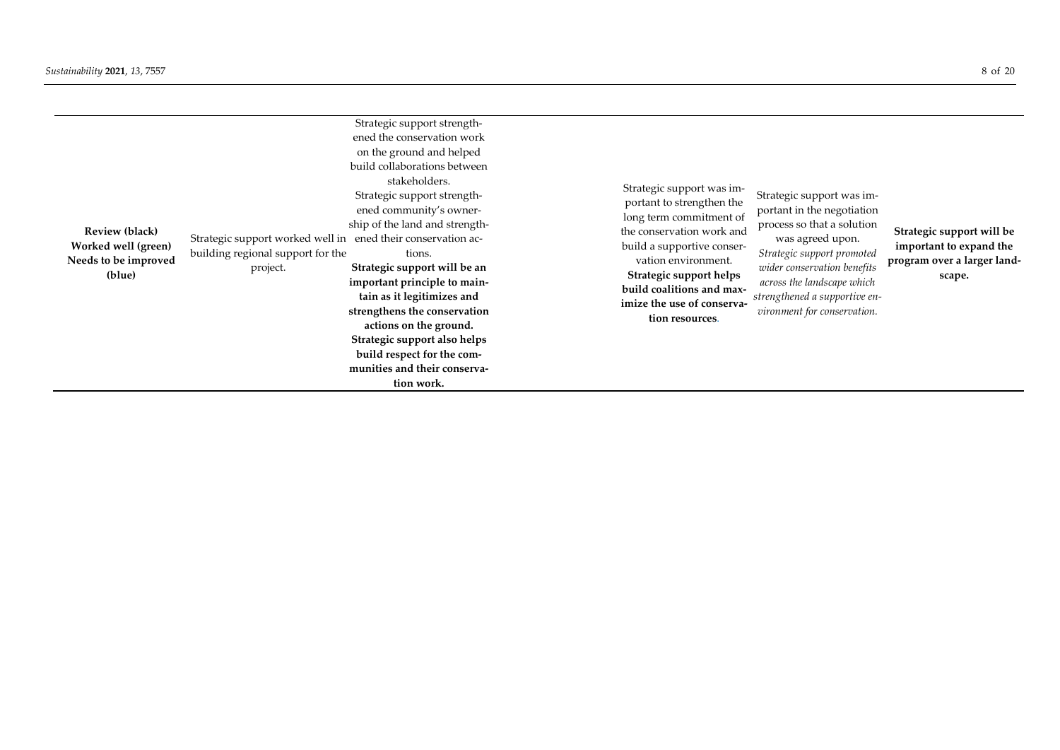| | | | | | | |
|---|---|---|---|---|---|---|
| **Review (black) Worked well (green) Needs to be improved (blue)** | Strategic support worked well in building regional support for the project. | Strategic support strengthened the conservation work on the ground and helped build collaborations between stakeholders. Strategic support strengthened community's ownership of the land and strengthened their conservation actions. **Strategic support will be an important principle to maintain as it legitimizes and strengthens the conservation actions on the ground. Strategic support also helps build respect for the communities and their conservation work.** | | Strategic support was important to strengthen the long term commitment of the conservation work and build a supportive conservation environment. **Strategic support helps build coalitions and maximize the use of conservation resources**. | Strategic support was important in the negotiation process so that a solution was agreed upon. *Strategic support promoted wider conservation benefits across the landscape which strengthened a supportive environment for conservation.* | **Strategic support will be important to expand the program over a larger landscape.** |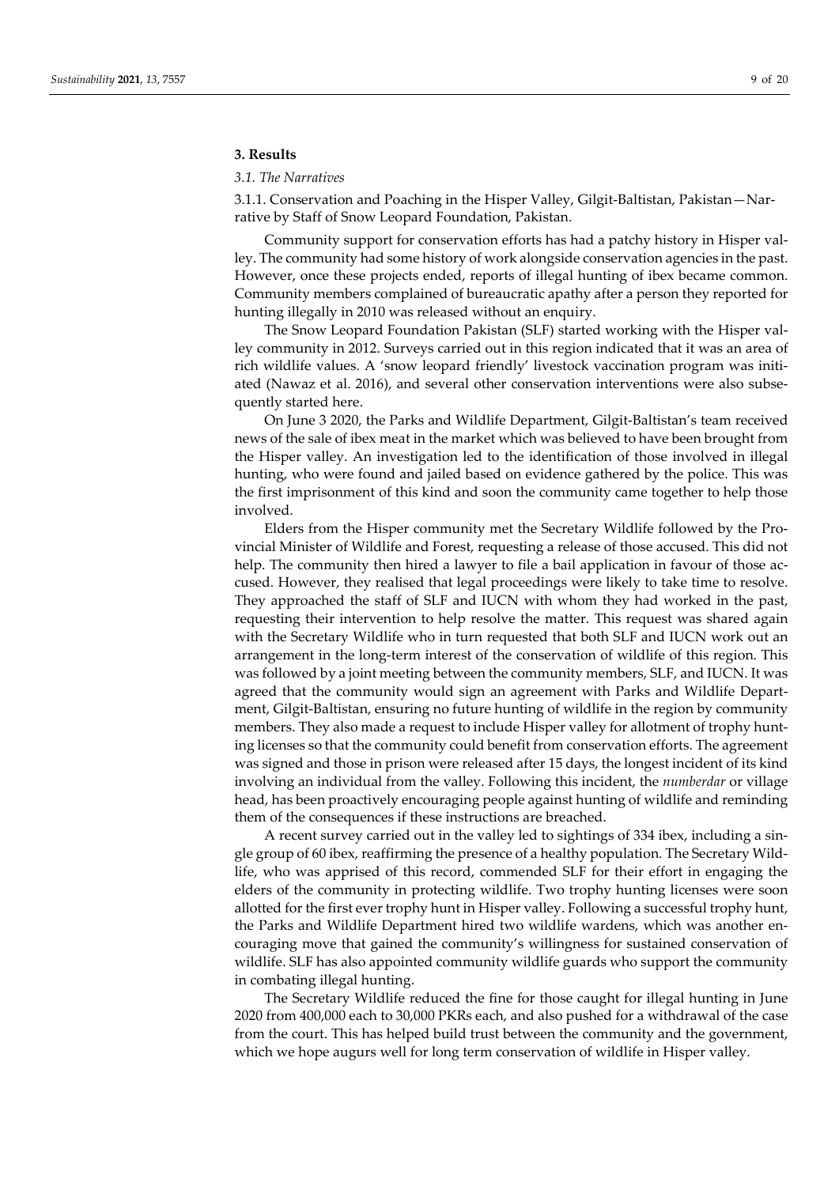## 3. Results

### *3.1. The Narratives*

3.1.1. Conservation and Poaching in the Hisper Valley, Gilgit-Baltistan, Pakistan—Narrative by Staff of Snow Leopard Foundation, Pakistan.

Community support for conservation efforts has had a patchy history in Hisper valley. The community had some history of work alongside conservation agencies in the past. However, once these projects ended, reports of illegal hunting of ibex became common. Community members complained of bureaucratic apathy after a person they reported for hunting illegally in 2010 was released without an enquiry.

The Snow Leopard Foundation Pakistan (SLF) started working with the Hisper valley community in 2012. Surveys carried out in this region indicated that it was an area of rich wildlife values. A 'snow leopard friendly' livestock vaccination program was initiated (Nawaz et al. 2016), and several other conservation interventions were also subsequently started here.

On June 3 2020, the Parks and Wildlife Department, Gilgit-Baltistan's team received news of the sale of ibex meat in the market which was believed to have been brought from the Hisper valley. An investigation led to the identification of those involved in illegal hunting, who were found and jailed based on evidence gathered by the police. This was the first imprisonment of this kind and soon the community came together to help those involved.

Elders from the Hisper community met the Secretary Wildlife followed by the Provincial Minister of Wildlife and Forest, requesting a release of those accused. This did not help. The community then hired a lawyer to file a bail application in favour of those accused. However, they realised that legal proceedings were likely to take time to resolve. They approached the staff of SLF and IUCN with whom they had worked in the past, requesting their intervention to help resolve the matter. This request was shared again with the Secretary Wildlife who in turn requested that both SLF and IUCN work out an arrangement in the long-term interest of the conservation of wildlife of this region. This was followed by a joint meeting between the community members, SLF, and IUCN. It was agreed that the community would sign an agreement with Parks and Wildlife Department, Gilgit-Baltistan, ensuring no future hunting of wildlife in the region by community members. They also made a request to include Hisper valley for allotment of trophy hunting licenses so that the community could benefit from conservation efforts. The agreement was signed and those in prison were released after 15 days, the longest incident of its kind involving an individual from the valley. Following this incident, the *numberdar* or village head, has been proactively encouraging people against hunting of wildlife and reminding them of the consequences if these instructions are breached.

A recent survey carried out in the valley led to sightings of 334 ibex, including a single group of 60 ibex, reaffirming the presence of a healthy population. The Secretary Wildlife, who was apprised of this record, commended SLF for their effort in engaging the elders of the community in protecting wildlife. Two trophy hunting licenses were soon allotted for the first ever trophy hunt in Hisper valley. Following a successful trophy hunt, the Parks and Wildlife Department hired two wildlife wardens, which was another encouraging move that gained the community's willingness for sustained conservation of wildlife. SLF has also appointed community wildlife guards who support the community in combating illegal hunting.

The Secretary Wildlife reduced the fine for those caught for illegal hunting in June 2020 from 400,000 each to 30,000 PKRs each, and also pushed for a withdrawal of the case from the court. This has helped build trust between the community and the government, which we hope augurs well for long term conservation of wildlife in Hisper valley.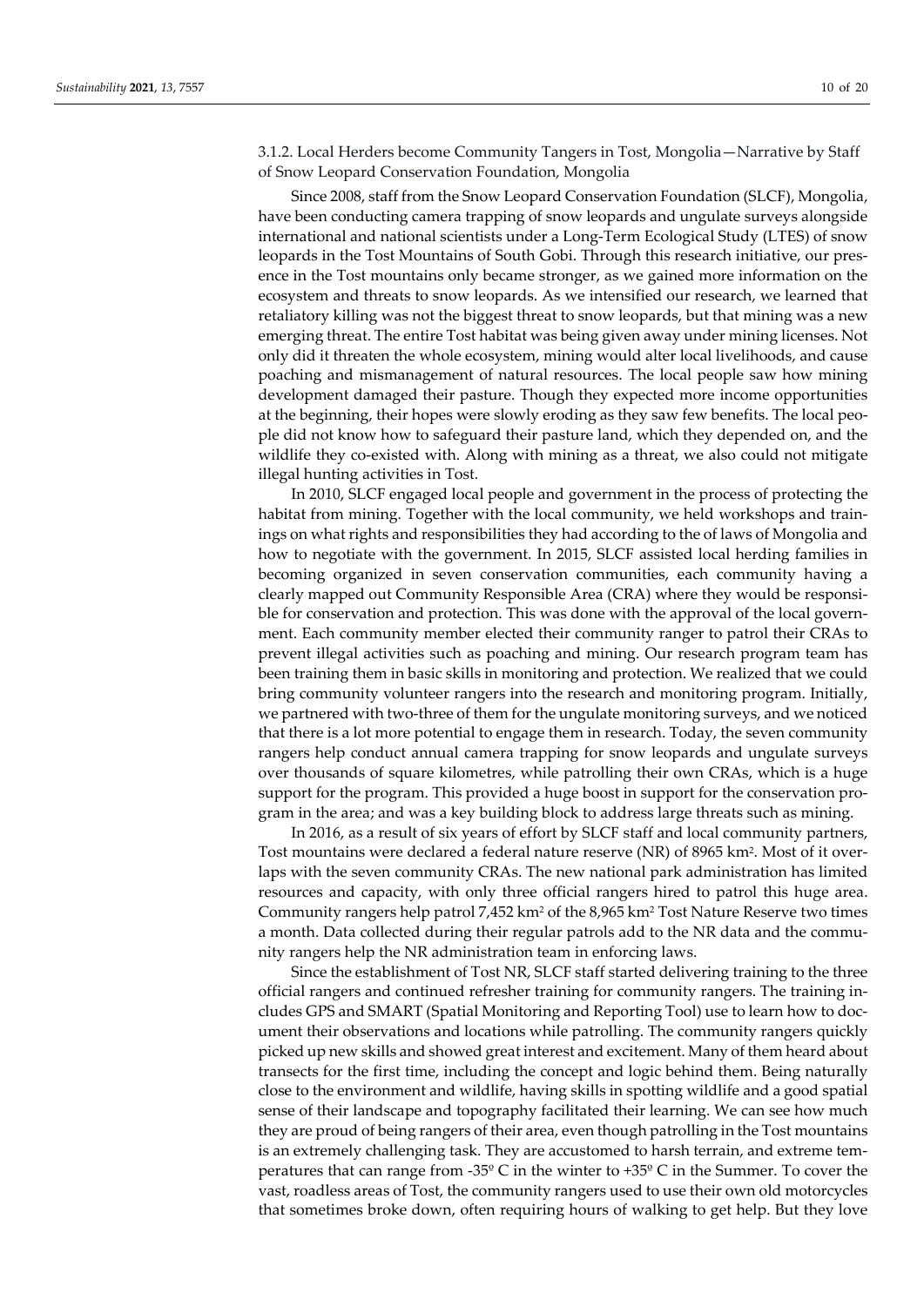### 3.1.2. Local Herders become Community Tangers in Tost, Mongolia—Narrative by Staff of Snow Leopard Conservation Foundation, Mongolia

Since 2008, staff from the Snow Leopard Conservation Foundation (SLCF), Mongolia, have been conducting camera trapping of snow leopards and ungulate surveys alongside international and national scientists under a Long-Term Ecological Study (LTES) of snow leopards in the Tost Mountains of South Gobi. Through this research initiative, our presence in the Tost mountains only became stronger, as we gained more information on the ecosystem and threats to snow leopards. As we intensified our research, we learned that retaliatory killing was not the biggest threat to snow leopards, but that mining was a new emerging threat. The entire Tost habitat was being given away under mining licenses. Not only did it threaten the whole ecosystem, mining would alter local livelihoods, and cause poaching and mismanagement of natural resources. The local people saw how mining development damaged their pasture. Though they expected more income opportunities at the beginning, their hopes were slowly eroding as they saw few benefits. The local people did not know how to safeguard their pasture land, which they depended on, and the wildlife they co-existed with. Along with mining as a threat, we also could not mitigate illegal hunting activities in Tost.

In 2010, SLCF engaged local people and government in the process of protecting the habitat from mining. Together with the local community, we held workshops and trainings on what rights and responsibilities they had according to the of laws of Mongolia and how to negotiate with the government. In 2015, SLCF assisted local herding families in becoming organized in seven conservation communities, each community having a clearly mapped out Community Responsible Area (CRA) where they would be responsible for conservation and protection. This was done with the approval of the local government. Each community member elected their community ranger to patrol their CRAs to prevent illegal activities such as poaching and mining. Our research program team has been training them in basic skills in monitoring and protection. We realized that we could bring community volunteer rangers into the research and monitoring program. Initially, we partnered with two-three of them for the ungulate monitoring surveys, and we noticed that there is a lot more potential to engage them in research. Today, the seven community rangers help conduct annual camera trapping for snow leopards and ungulate surveys over thousands of square kilometres, while patrolling their own CRAs, which is a huge support for the program. This provided a huge boost in support for the conservation program in the area; and was a key building block to address large threats such as mining.

In 2016, as a result of six years of effort by SLCF staff and local community partners, Tost mountains were declared a federal nature reserve (NR) of 8965 km$^2$. Most of it overlaps with the seven community CRAs. The new national park administration has limited resources and capacity, with only three official rangers hired to patrol this huge area. Community rangers help patrol 7,452 km$^2$ of the 8,965 km$^2$ Tost Nature Reserve two times a month. Data collected during their regular patrols add to the NR data and the community rangers help the NR administration team in enforcing laws.

Since the establishment of Tost NR, SLCF staff started delivering training to the three official rangers and continued refresher training for community rangers. The training includes GPS and SMART (Spatial Monitoring and Reporting Tool) use to learn how to document their observations and locations while patrolling. The community rangers quickly picked up new skills and showed great interest and excitement. Many of them heard about transects for the first time, including the concept and logic behind them. Being naturally close to the environment and wildlife, having skills in spotting wildlife and a good spatial sense of their landscape and topography facilitated their learning. We can see how much they are proud of being rangers of their area, even though patrolling in the Tost mountains is an extremely challenging task. They are accustomed to harsh terrain, and extreme temperatures that can range from -35º C in the winter to +35º C in the Summer. To cover the vast, roadless areas of Tost, the community rangers used to use their own old motorcycles that sometimes broke down, often requiring hours of walking to get help. But they love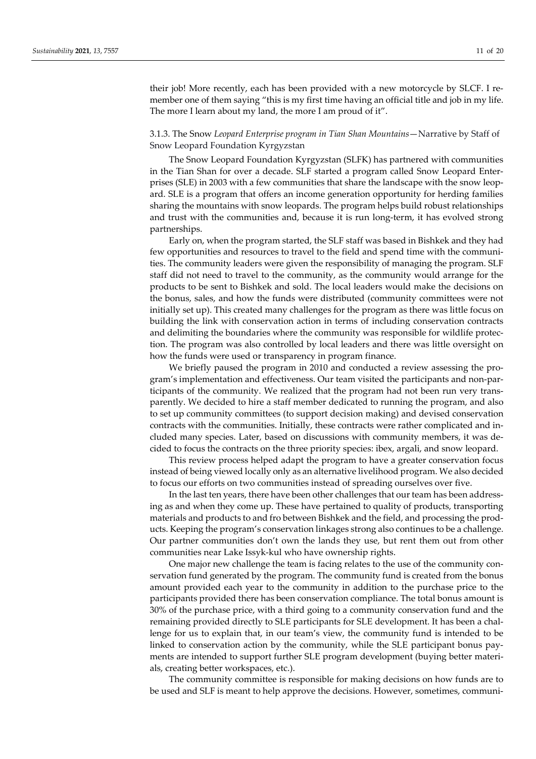their job! More recently, each has been provided with a new motorcycle by SLCF. I remember one of them saying "this is my first time having an official title and job in my life. The more I learn about my land, the more I am proud of it".

### 3.1.3. The Snow *Leopard Enterprise program in Tian Shan Mountains*—Narrative by Staff of Snow Leopard Foundation Kyrgyzstan

The Snow Leopard Foundation Kyrgyzstan (SLFK) has partnered with communities in the Tian Shan for over a decade. SLF started a program called Snow Leopard Enterprises (SLE) in 2003 with a few communities that share the landscape with the snow leopard. SLE is a program that offers an income generation opportunity for herding families sharing the mountains with snow leopards. The program helps build robust relationships and trust with the communities and, because it is run long-term, it has evolved strong partnerships.

Early on, when the program started, the SLF staff was based in Bishkek and they had few opportunities and resources to travel to the field and spend time with the communities. The community leaders were given the responsibility of managing the program. SLF staff did not need to travel to the community, as the community would arrange for the products to be sent to Bishkek and sold. The local leaders would make the decisions on the bonus, sales, and how the funds were distributed (community committees were not initially set up). This created many challenges for the program as there was little focus on building the link with conservation action in terms of including conservation contracts and delimiting the boundaries where the community was responsible for wildlife protection. The program was also controlled by local leaders and there was little oversight on how the funds were used or transparency in program finance.

We briefly paused the program in 2010 and conducted a review assessing the program's implementation and effectiveness. Our team visited the participants and non-participants of the community. We realized that the program had not been run very transparently. We decided to hire a staff member dedicated to running the program, and also to set up community committees (to support decision making) and devised conservation contracts with the communities. Initially, these contracts were rather complicated and included many species. Later, based on discussions with community members, it was decided to focus the contracts on the three priority species: ibex, argali, and snow leopard.

This review process helped adapt the program to have a greater conservation focus instead of being viewed locally only as an alternative livelihood program. We also decided to focus our efforts on two communities instead of spreading ourselves over five.

In the last ten years, there have been other challenges that our team has been addressing as and when they come up. These have pertained to quality of products, transporting materials and products to and fro between Bishkek and the field, and processing the products. Keeping the program's conservation linkages strong also continues to be a challenge. Our partner communities don't own the lands they use, but rent them out from other communities near Lake Issyk-kul who have ownership rights.

One major new challenge the team is facing relates to the use of the community conservation fund generated by the program. The community fund is created from the bonus amount provided each year to the community in addition to the purchase price to the participants provided there has been conservation compliance. The total bonus amount is 30% of the purchase price, with a third going to a community conservation fund and the remaining provided directly to SLE participants for SLE development. It has been a challenge for us to explain that, in our team's view, the community fund is intended to be linked to conservation action by the community, while the SLE participant bonus payments are intended to support further SLE program development (buying better materials, creating better workspaces, etc.).

The community committee is responsible for making decisions on how funds are to be used and SLF is meant to help approve the decisions. However, sometimes, communi-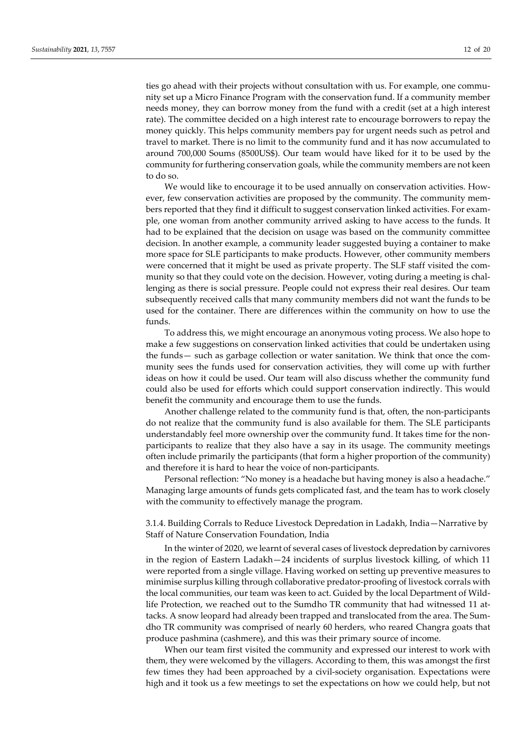ties go ahead with their projects without consultation with us. For example, one community set up a Micro Finance Program with the conservation fund. If a community member needs money, they can borrow money from the fund with a credit (set at a high interest rate). The committee decided on a high interest rate to encourage borrowers to repay the money quickly. This helps community members pay for urgent needs such as petrol and travel to market. There is no limit to the community fund and it has now accumulated to around 700,000 Soums (8500US$). Our team would have liked for it to be used by the community for furthering conservation goals, while the community members are not keen to do so.

We would like to encourage it to be used annually on conservation activities. However, few conservation activities are proposed by the community. The community members reported that they find it difficult to suggest conservation linked activities. For example, one woman from another community arrived asking to have access to the funds. It had to be explained that the decision on usage was based on the community committee decision. In another example, a community leader suggested buying a container to make more space for SLE participants to make products. However, other community members were concerned that it might be used as private property. The SLF staff visited the community so that they could vote on the decision. However, voting during a meeting is challenging as there is social pressure. People could not express their real desires. Our team subsequently received calls that many community members did not want the funds to be used for the container. There are differences within the community on how to use the funds.

To address this, we might encourage an anonymous voting process. We also hope to make a few suggestions on conservation linked activities that could be undertaken using the funds— such as garbage collection or water sanitation. We think that once the community sees the funds used for conservation activities, they will come up with further ideas on how it could be used. Our team will also discuss whether the community fund could also be used for efforts which could support conservation indirectly. This would benefit the community and encourage them to use the funds.

Another challenge related to the community fund is that, often, the non-participants do not realize that the community fund is also available for them. The SLE participants understandably feel more ownership over the community fund. It takes time for the non-participants to realize that they also have a say in its usage. The community meetings often include primarily the participants (that form a higher proportion of the community) and therefore it is hard to hear the voice of non-participants.

Personal reflection: "No money is a headache but having money is also a headache." Managing large amounts of funds gets complicated fast, and the team has to work closely with the community to effectively manage the program.

#### 3.1.4. Building Corrals to Reduce Livestock Depredation in Ladakh, India—Narrative by Staff of Nature Conservation Foundation, India

In the winter of 2020, we learnt of several cases of livestock depredation by carnivores in the region of Eastern Ladakh—24 incidents of surplus livestock killing, of which 11 were reported from a single village. Having worked on setting up preventive measures to minimise surplus killing through collaborative predator-proofing of livestock corrals with the local communities, our team was keen to act. Guided by the local Department of Wildlife Protection, we reached out to the Sumdho TR community that had witnessed 11 attacks. A snow leopard had already been trapped and translocated from the area. The Sumdho TR community was comprised of nearly 60 herders, who reared Changra goats that produce pashmina (cashmere), and this was their primary source of income.

When our team first visited the community and expressed our interest to work with them, they were welcomed by the villagers. According to them, this was amongst the first few times they had been approached by a civil-society organisation. Expectations were high and it took us a few meetings to set the expectations on how we could help, but not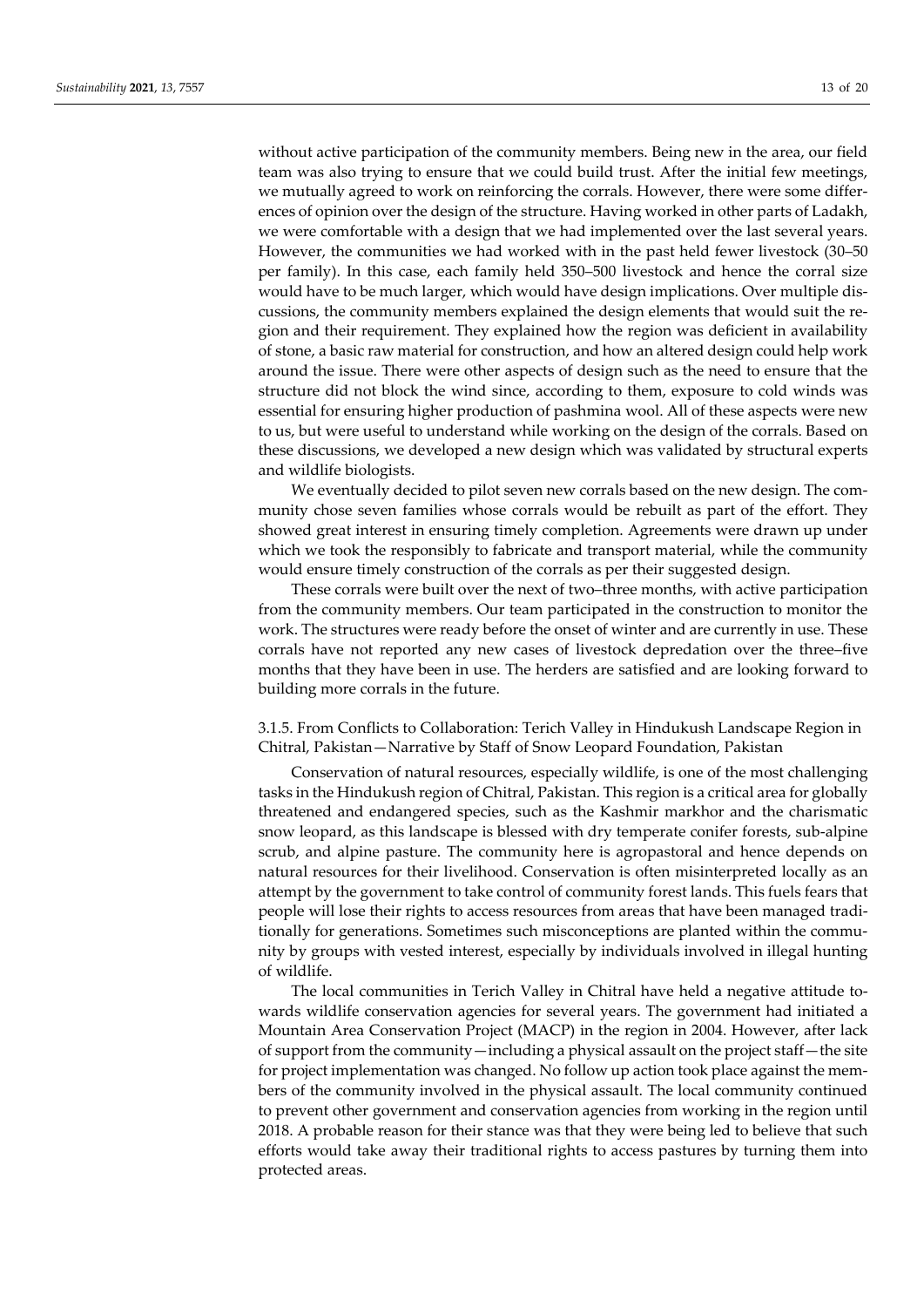without active participation of the community members. Being new in the area, our field team was also trying to ensure that we could build trust. After the initial few meetings, we mutually agreed to work on reinforcing the corrals. However, there were some differences of opinion over the design of the structure. Having worked in other parts of Ladakh, we were comfortable with a design that we had implemented over the last several years. However, the communities we had worked with in the past held fewer livestock (30–50 per family). In this case, each family held 350–500 livestock and hence the corral size would have to be much larger, which would have design implications. Over multiple discussions, the community members explained the design elements that would suit the region and their requirement. They explained how the region was deficient in availability of stone, a basic raw material for construction, and how an altered design could help work around the issue. There were other aspects of design such as the need to ensure that the structure did not block the wind since, according to them, exposure to cold winds was essential for ensuring higher production of pashmina wool. All of these aspects were new to us, but were useful to understand while working on the design of the corrals. Based on these discussions, we developed a new design which was validated by structural experts and wildlife biologists.

We eventually decided to pilot seven new corrals based on the new design. The community chose seven families whose corrals would be rebuilt as part of the effort. They showed great interest in ensuring timely completion. Agreements were drawn up under which we took the responsibly to fabricate and transport material, while the community would ensure timely construction of the corrals as per their suggested design.

These corrals were built over the next of two–three months, with active participation from the community members. Our team participated in the construction to monitor the work. The structures were ready before the onset of winter and are currently in use. These corrals have not reported any new cases of livestock depredation over the three–five months that they have been in use. The herders are satisfied and are looking forward to building more corrals in the future.

#### 3.1.5. From Conflicts to Collaboration: Terich Valley in Hindukush Landscape Region in Chitral, Pakistan—Narrative by Staff of Snow Leopard Foundation, Pakistan

Conservation of natural resources, especially wildlife, is one of the most challenging tasks in the Hindukush region of Chitral, Pakistan. This region is a critical area for globally threatened and endangered species, such as the Kashmir markhor and the charismatic snow leopard, as this landscape is blessed with dry temperate conifer forests, sub-alpine scrub, and alpine pasture. The community here is agropastoral and hence depends on natural resources for their livelihood. Conservation is often misinterpreted locally as an attempt by the government to take control of community forest lands. This fuels fears that people will lose their rights to access resources from areas that have been managed traditionally for generations. Sometimes such misconceptions are planted within the community by groups with vested interest, especially by individuals involved in illegal hunting of wildlife.

The local communities in Terich Valley in Chitral have held a negative attitude towards wildlife conservation agencies for several years. The government had initiated a Mountain Area Conservation Project (MACP) in the region in 2004. However, after lack of support from the community—including a physical assault on the project staff—the site for project implementation was changed. No follow up action took place against the members of the community involved in the physical assault. The local community continued to prevent other government and conservation agencies from working in the region until 2018. A probable reason for their stance was that they were being led to believe that such efforts would take away their traditional rights to access pastures by turning them into protected areas.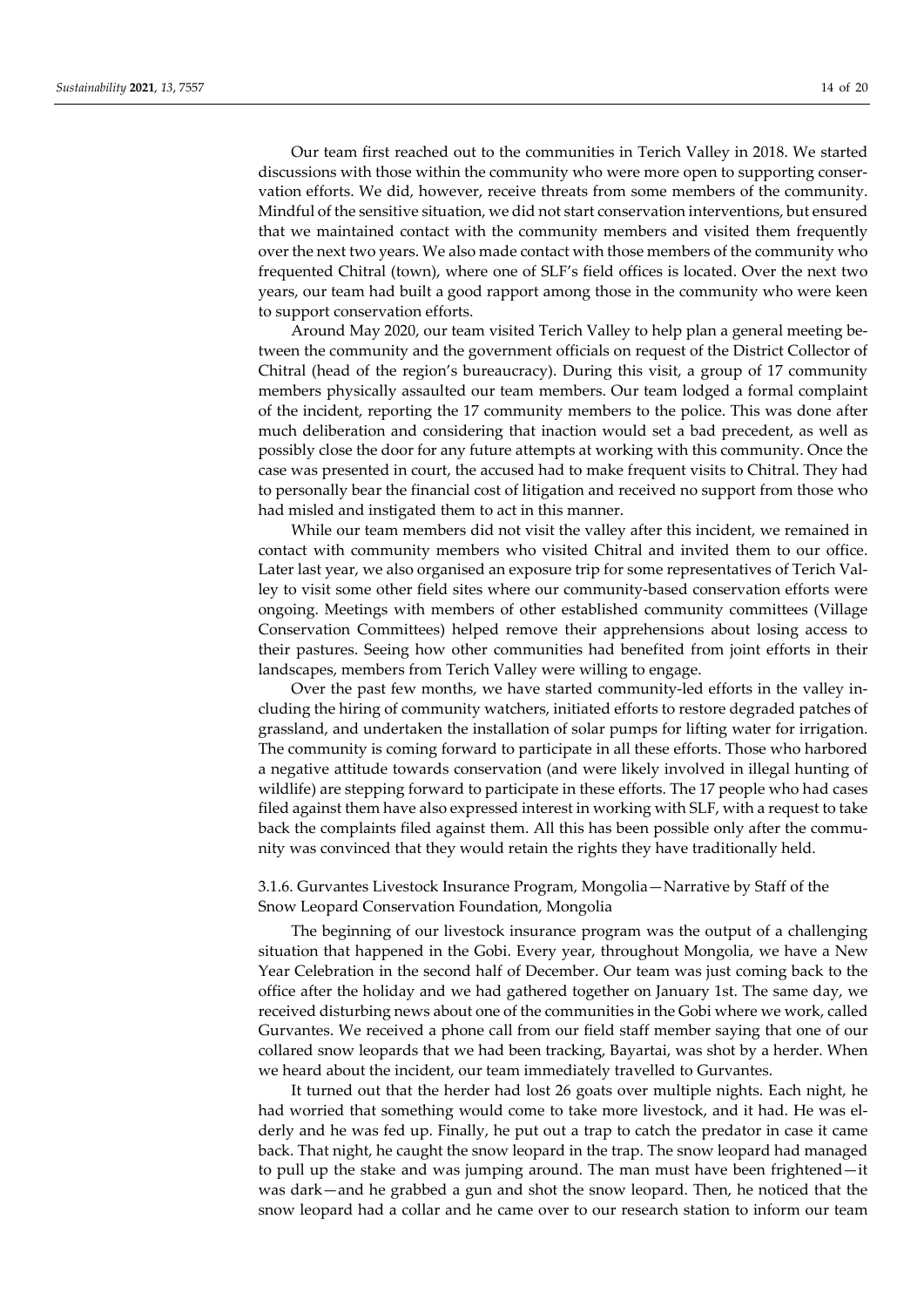Our team first reached out to the communities in Terich Valley in 2018. We started discussions with those within the community who were more open to supporting conservation efforts. We did, however, receive threats from some members of the community. Mindful of the sensitive situation, we did not start conservation interventions, but ensured that we maintained contact with the community members and visited them frequently over the next two years. We also made contact with those members of the community who frequented Chitral (town), where one of SLF's field offices is located. Over the next two years, our team had built a good rapport among those in the community who were keen to support conservation efforts.

Around May 2020, our team visited Terich Valley to help plan a general meeting between the community and the government officials on request of the District Collector of Chitral (head of the region's bureaucracy). During this visit, a group of 17 community members physically assaulted our team members. Our team lodged a formal complaint of the incident, reporting the 17 community members to the police. This was done after much deliberation and considering that inaction would set a bad precedent, as well as possibly close the door for any future attempts at working with this community. Once the case was presented in court, the accused had to make frequent visits to Chitral. They had to personally bear the financial cost of litigation and received no support from those who had misled and instigated them to act in this manner.

While our team members did not visit the valley after this incident, we remained in contact with community members who visited Chitral and invited them to our office. Later last year, we also organised an exposure trip for some representatives of Terich Valley to visit some other field sites where our community-based conservation efforts were ongoing. Meetings with members of other established community committees (Village Conservation Committees) helped remove their apprehensions about losing access to their pastures. Seeing how other communities had benefited from joint efforts in their landscapes, members from Terich Valley were willing to engage.

Over the past few months, we have started community-led efforts in the valley including the hiring of community watchers, initiated efforts to restore degraded patches of grassland, and undertaken the installation of solar pumps for lifting water for irrigation. The community is coming forward to participate in all these efforts. Those who harbored a negative attitude towards conservation (and were likely involved in illegal hunting of wildlife) are stepping forward to participate in these efforts. The 17 people who had cases filed against them have also expressed interest in working with SLF, with a request to take back the complaints filed against them. All this has been possible only after the community was convinced that they would retain the rights they have traditionally held.

#### 3.1.6. Gurvantes Livestock Insurance Program, Mongolia—Narrative by Staff of the Snow Leopard Conservation Foundation, Mongolia

The beginning of our livestock insurance program was the output of a challenging situation that happened in the Gobi. Every year, throughout Mongolia, we have a New Year Celebration in the second half of December. Our team was just coming back to the office after the holiday and we had gathered together on January 1st. The same day, we received disturbing news about one of the communities in the Gobi where we work, called Gurvantes. We received a phone call from our field staff member saying that one of our collared snow leopards that we had been tracking, Bayartai, was shot by a herder. When we heard about the incident, our team immediately travelled to Gurvantes.

It turned out that the herder had lost 26 goats over multiple nights. Each night, he had worried that something would come to take more livestock, and it had. He was elderly and he was fed up. Finally, he put out a trap to catch the predator in case it came back. That night, he caught the snow leopard in the trap. The snow leopard had managed to pull up the stake and was jumping around. The man must have been frightened—it was dark—and he grabbed a gun and shot the snow leopard. Then, he noticed that the snow leopard had a collar and he came over to our research station to inform our team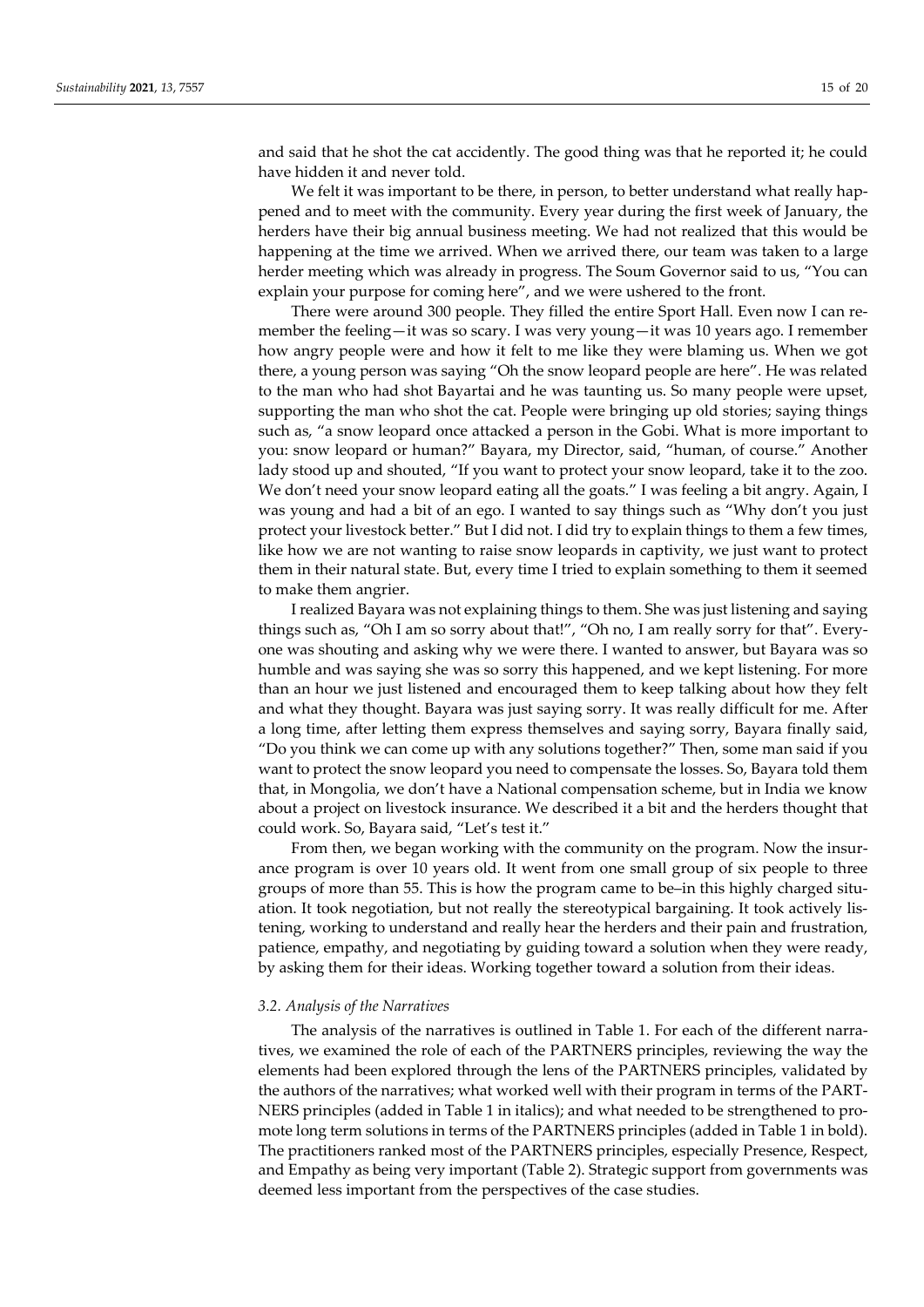and said that he shot the cat accidently. The good thing was that he reported it; he could have hidden it and never told.

We felt it was important to be there, in person, to better understand what really happened and to meet with the community. Every year during the first week of January, the herders have their big annual business meeting. We had not realized that this would be happening at the time we arrived. When we arrived there, our team was taken to a large herder meeting which was already in progress. The Soum Governor said to us, "You can explain your purpose for coming here", and we were ushered to the front.

There were around 300 people. They filled the entire Sport Hall. Even now I can remember the feeling—it was so scary. I was very young—it was 10 years ago. I remember how angry people were and how it felt to me like they were blaming us. When we got there, a young person was saying "Oh the snow leopard people are here". He was related to the man who had shot Bayartai and he was taunting us. So many people were upset, supporting the man who shot the cat. People were bringing up old stories; saying things such as, "a snow leopard once attacked a person in the Gobi. What is more important to you: snow leopard or human?" Bayara, my Director, said, "human, of course." Another lady stood up and shouted, "If you want to protect your snow leopard, take it to the zoo. We don't need your snow leopard eating all the goats." I was feeling a bit angry. Again, I was young and had a bit of an ego. I wanted to say things such as "Why don't you just protect your livestock better." But I did not. I did try to explain things to them a few times, like how we are not wanting to raise snow leopards in captivity, we just want to protect them in their natural state. But, every time I tried to explain something to them it seemed to make them angrier.

I realized Bayara was not explaining things to them. She was just listening and saying things such as, "Oh I am so sorry about that!", "Oh no, I am really sorry for that". Everyone was shouting and asking why we were there. I wanted to answer, but Bayara was so humble and was saying she was so sorry this happened, and we kept listening. For more than an hour we just listened and encouraged them to keep talking about how they felt and what they thought. Bayara was just saying sorry. It was really difficult for me. After a long time, after letting them express themselves and saying sorry, Bayara finally said, "Do you think we can come up with any solutions together?" Then, some man said if you want to protect the snow leopard you need to compensate the losses. So, Bayara told them that, in Mongolia, we don't have a National compensation scheme, but in India we know about a project on livestock insurance. We described it a bit and the herders thought that could work. So, Bayara said, "Let's test it."

From then, we began working with the community on the program. Now the insurance program is over 10 years old. It went from one small group of six people to three groups of more than 55. This is how the program came to be–in this highly charged situation. It took negotiation, but not really the stereotypical bargaining. It took actively listening, working to understand and really hear the herders and their pain and frustration, patience, empathy, and negotiating by guiding toward a solution when they were ready, by asking them for their ideas. Working together toward a solution from their ideas.

### 3.2. Analysis of the Narratives

The analysis of the narratives is outlined in Table 1. For each of the different narratives, we examined the role of each of the PARTNERS principles, reviewing the way the elements had been explored through the lens of the PARTNERS principles, validated by the authors of the narratives; what worked well with their program in terms of the PARTNERS principles (added in Table 1 in italics); and what needed to be strengthened to promote long term solutions in terms of the PARTNERS principles (added in Table 1 in bold). The practitioners ranked most of the PARTNERS principles, especially Presence, Respect, and Empathy as being very important (Table 2). Strategic support from governments was deemed less important from the perspectives of the case studies.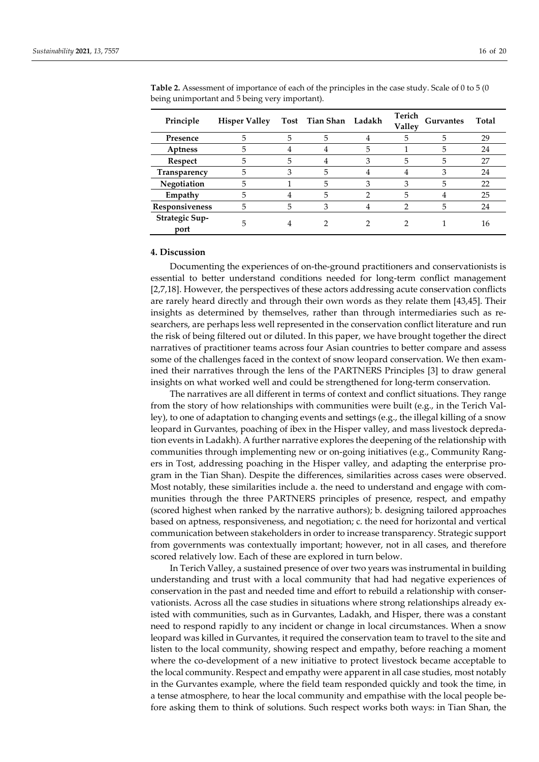**Table 2.** Assessment of importance of each of the principles in the case study. Scale of 0 to 5 (0 being unimportant and 5 being very important).

| Principle | Hisper Valley | Tost | Tian Shan | Ladakh | Terich Valley | Gurvantes | Total |
|---|---|---|---|---|---|---|---|
| **Presence** | 5 | 5 | 5 | 4 | 5 | 5 | 29 |
| **Aptness** | 5 | 4 | 4 | 5 | 1 | 5 | 24 |
| **Respect** | 5 | 5 | 4 | 3 | 5 | 5 | 27 |
| **Transparency** | 5 | 3 | 5 | 4 | 4 | 3 | 24 |
| **Negotiation** | 5 | 1 | 5 | 3 | 3 | 5 | 22 |
| **Empathy** | 5 | 4 | 5 | 2 | 5 | 4 | 25 |
| **Responsiveness** | 5 | 5 | 3 | 4 | 2 | 5 | 24 |
| **Strategic Support** | 5 | 4 | 2 | 2 | 2 | 1 | 16 |

## 4. Discussion

Documenting the experiences of on-the-ground practitioners and conservationists is essential to better understand conditions needed for long-term conflict management [2,7,18]. However, the perspectives of these actors addressing acute conservation conflicts are rarely heard directly and through their own words as they relate them [43,45]. Their insights as determined by themselves, rather than through intermediaries such as researchers, are perhaps less well represented in the conservation conflict literature and run the risk of being filtered out or diluted. In this paper, we have brought together the direct narratives of practitioner teams across four Asian countries to better compare and assess some of the challenges faced in the context of snow leopard conservation. We then examined their narratives through the lens of the PARTNERS Principles [3] to draw general insights on what worked well and could be strengthened for long-term conservation.

The narratives are all different in terms of context and conflict situations. They range from the story of how relationships with communities were built (e.g., in the Terich Valley), to one of adaptation to changing events and settings (e.g., the illegal killing of a snow leopard in Gurvantes, poaching of ibex in the Hisper valley, and mass livestock depredation events in Ladakh). A further narrative explores the deepening of the relationship with communities through implementing new or on-going initiatives (e.g., Community Rangers in Tost, addressing poaching in the Hisper valley, and adapting the enterprise program in the Tian Shan). Despite the differences, similarities across cases were observed. Most notably, these similarities include a. the need to understand and engage with communities through the three PARTNERS principles of presence, respect, and empathy (scored highest when ranked by the narrative authors); b. designing tailored approaches based on aptness, responsiveness, and negotiation; c. the need for horizontal and vertical communication between stakeholders in order to increase transparency. Strategic support from governments was contextually important; however, not in all cases, and therefore scored relatively low. Each of these are explored in turn below.

In Terich Valley, a sustained presence of over two years was instrumental in building understanding and trust with a local community that had had negative experiences of conservation in the past and needed time and effort to rebuild a relationship with conservationists. Across all the case studies in situations where strong relationships already existed with communities, such as in Gurvantes, Ladakh, and Hisper, there was a constant need to respond rapidly to any incident or change in local circumstances. When a snow leopard was killed in Gurvantes, it required the conservation team to travel to the site and listen to the local community, showing respect and empathy, before reaching a moment where the co-development of a new initiative to protect livestock became acceptable to the local community. Respect and empathy were apparent in all case studies, most notably in the Gurvantes example, where the field team responded quickly and took the time, in a tense atmosphere, to hear the local community and empathise with the local people before asking them to think of solutions. Such respect works both ways: in Tian Shan, the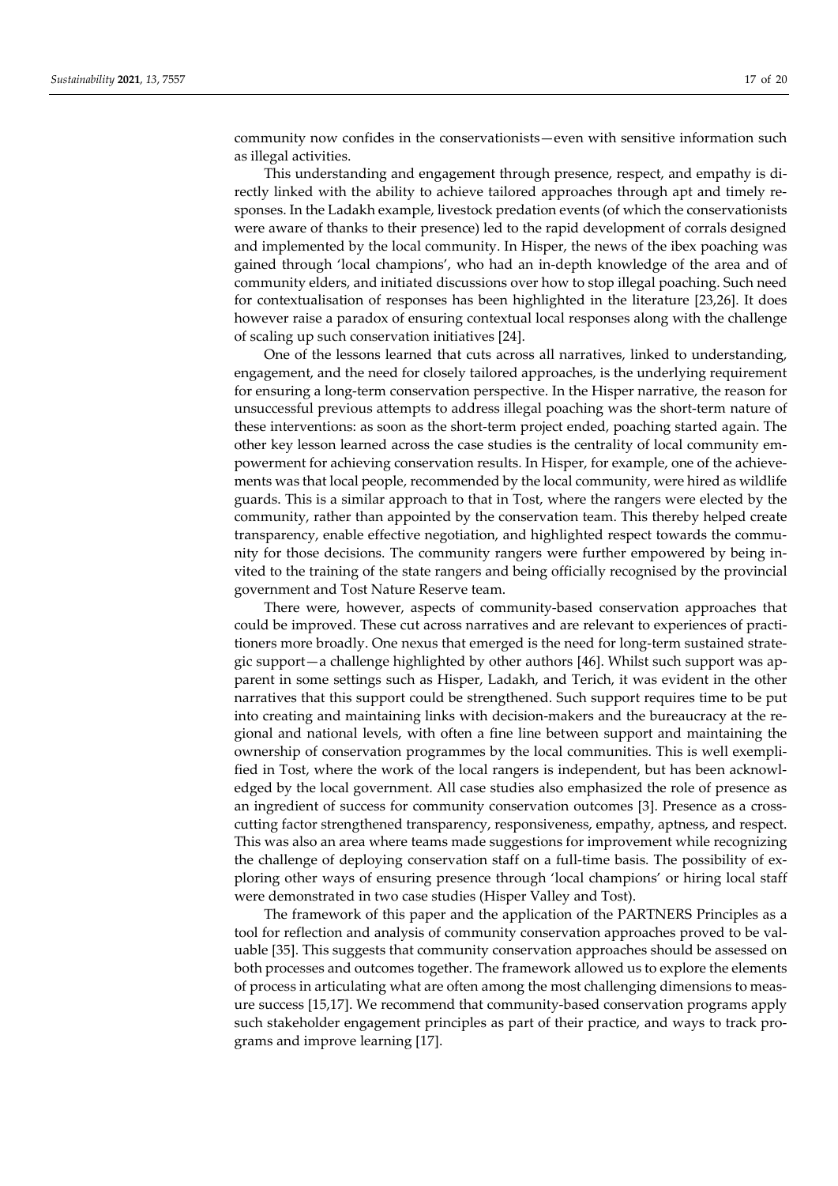community now confides in the conservationists—even with sensitive information such as illegal activities.

This understanding and engagement through presence, respect, and empathy is directly linked with the ability to achieve tailored approaches through apt and timely responses. In the Ladakh example, livestock predation events (of which the conservationists were aware of thanks to their presence) led to the rapid development of corrals designed and implemented by the local community. In Hisper, the news of the ibex poaching was gained through 'local champions', who had an in-depth knowledge of the area and of community elders, and initiated discussions over how to stop illegal poaching. Such need for contextualisation of responses has been highlighted in the literature [23,26]. It does however raise a paradox of ensuring contextual local responses along with the challenge of scaling up such conservation initiatives [24].

One of the lessons learned that cuts across all narratives, linked to understanding, engagement, and the need for closely tailored approaches, is the underlying requirement for ensuring a long-term conservation perspective. In the Hisper narrative, the reason for unsuccessful previous attempts to address illegal poaching was the short-term nature of these interventions: as soon as the short-term project ended, poaching started again. The other key lesson learned across the case studies is the centrality of local community empowerment for achieving conservation results. In Hisper, for example, one of the achievements was that local people, recommended by the local community, were hired as wildlife guards. This is a similar approach to that in Tost, where the rangers were elected by the community, rather than appointed by the conservation team. This thereby helped create transparency, enable effective negotiation, and highlighted respect towards the community for those decisions. The community rangers were further empowered by being invited to the training of the state rangers and being officially recognised by the provincial government and Tost Nature Reserve team.

There were, however, aspects of community-based conservation approaches that could be improved. These cut across narratives and are relevant to experiences of practitioners more broadly. One nexus that emerged is the need for long-term sustained strategic support—a challenge highlighted by other authors [46]. Whilst such support was apparent in some settings such as Hisper, Ladakh, and Terich, it was evident in the other narratives that this support could be strengthened. Such support requires time to be put into creating and maintaining links with decision-makers and the bureaucracy at the regional and national levels, with often a fine line between support and maintaining the ownership of conservation programmes by the local communities. This is well exemplified in Tost, where the work of the local rangers is independent, but has been acknowledged by the local government. All case studies also emphasized the role of presence as an ingredient of success for community conservation outcomes [3]. Presence as a cross-cutting factor strengthened transparency, responsiveness, empathy, aptness, and respect. This was also an area where teams made suggestions for improvement while recognizing the challenge of deploying conservation staff on a full-time basis. The possibility of exploring other ways of ensuring presence through 'local champions' or hiring local staff were demonstrated in two case studies (Hisper Valley and Tost).

The framework of this paper and the application of the PARTNERS Principles as a tool for reflection and analysis of community conservation approaches proved to be valuable [35]. This suggests that community conservation approaches should be assessed on both processes and outcomes together. The framework allowed us to explore the elements of process in articulating what are often among the most challenging dimensions to measure success [15,17]. We recommend that community-based conservation programs apply such stakeholder engagement principles as part of their practice, and ways to track programs and improve learning [17].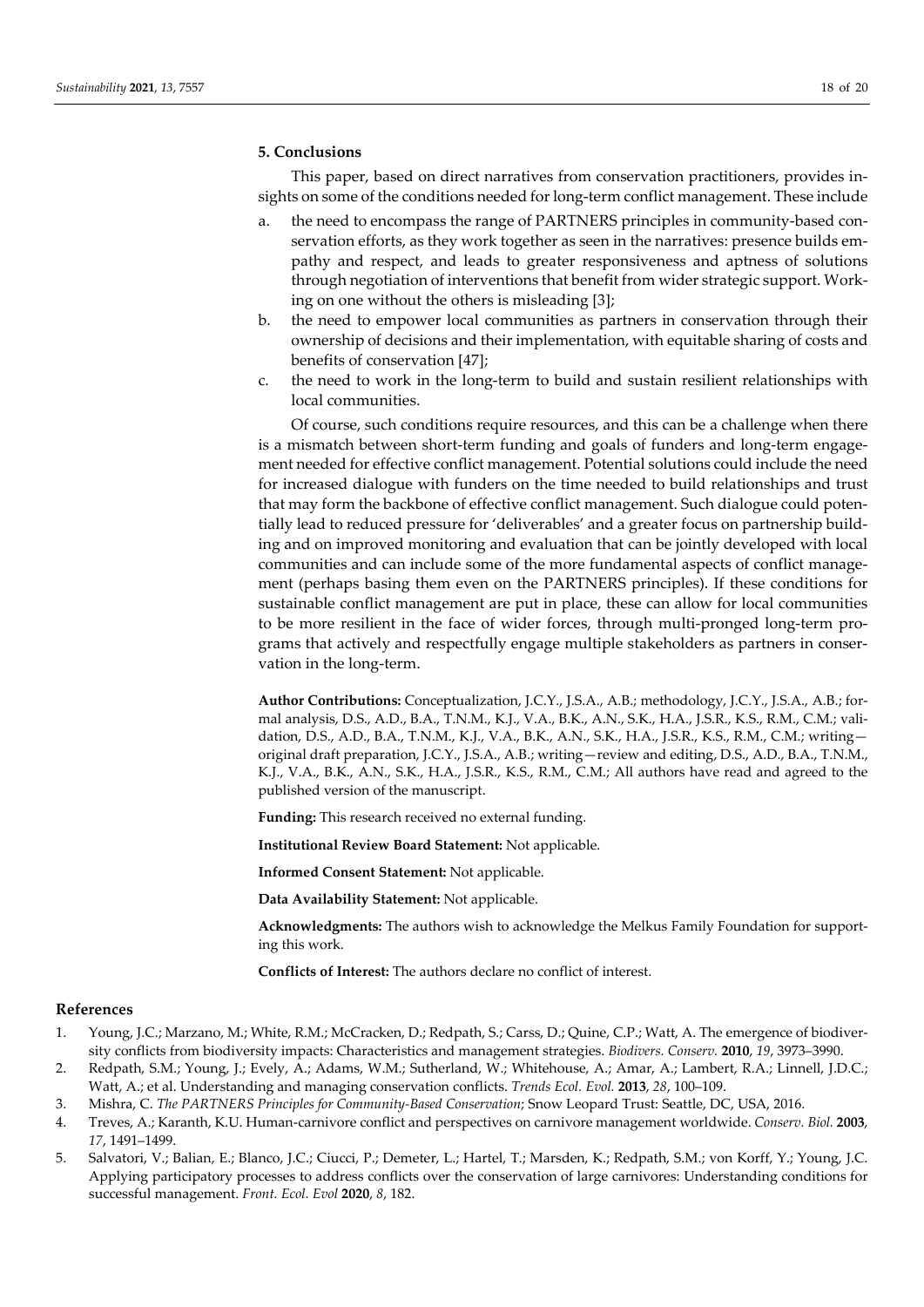## 5. Conclusions

This paper, based on direct narratives from conservation practitioners, provides insights on some of the conditions needed for long-term conflict management. These include

a. the need to encompass the range of PARTNERS principles in community-based conservation efforts, as they work together as seen in the narratives: presence builds empathy and respect, and leads to greater responsiveness and aptness of solutions through negotiation of interventions that benefit from wider strategic support. Working on one without the others is misleading [3];
b. the need to empower local communities as partners in conservation through their ownership of decisions and their implementation, with equitable sharing of costs and benefits of conservation [47];
c. the need to work in the long-term to build and sustain resilient relationships with local communities.

Of course, such conditions require resources, and this can be a challenge when there is a mismatch between short-term funding and goals of funders and long-term engagement needed for effective conflict management. Potential solutions could include the need for increased dialogue with funders on the time needed to build relationships and trust that may form the backbone of effective conflict management. Such dialogue could potentially lead to reduced pressure for 'deliverables' and a greater focus on partnership building and on improved monitoring and evaluation that can be jointly developed with local communities and can include some of the more fundamental aspects of conflict management (perhaps basing them even on the PARTNERS principles). If these conditions for sustainable conflict management are put in place, these can allow for local communities to be more resilient in the face of wider forces, through multi-pronged long-term programs that actively and respectfully engage multiple stakeholders as partners in conservation in the long-term.

**Author Contributions:** Conceptualization, J.C.Y., J.S.A., A.B.; methodology, J.C.Y., J.S.A., A.B.; formal analysis, D.S., A.D., B.A., T.N.M., K.J., V.A., B.K., A.N., S.K., H.A., J.S.R., K.S., R.M., C.M.; validation, D.S., A.D., B.A., T.N.M., K.J., V.A., B.K., A.N., S.K., H.A., J.S.R., K.S., R.M., C.M.; writing—original draft preparation, J.C.Y., J.S.A., A.B.; writing—review and editing, D.S., A.D., B.A., T.N.M., K.J., V.A., B.K., A.N., S.K., H.A., J.S.R., K.S., R.M., C.M.; All authors have read and agreed to the published version of the manuscript.

**Funding:** This research received no external funding.

**Institutional Review Board Statement:** Not applicable.

**Informed Consent Statement:** Not applicable.

**Data Availability Statement:** Not applicable.

**Acknowledgments:** The authors wish to acknowledge the Melkus Family Foundation for supporting this work.

**Conflicts of Interest:** The authors declare no conflict of interest.

## References

1. Young, J.C.; Marzano, M.; White, R.M.; McCracken, D.; Redpath, S.; Carss, D.; Quine, C.P.; Watt, A. The emergence of biodiversity conflicts from biodiversity impacts: Characteristics and management strategies. *Biodivers. Conserv.* **2010**, *19*, 3973–3990.
2. Redpath, S.M.; Young, J.; Evely, A.; Adams, W.M.; Sutherland, W.; Whitehouse, A.; Amar, A.; Lambert, R.A.; Linnell, J.D.C.; Watt, A.; et al. Understanding and managing conservation conflicts. *Trends Ecol. Evol.* **2013**, *28*, 100–109.
3. Mishra, C. *The PARTNERS Principles for Community-Based Conservation*; Snow Leopard Trust: Seattle, DC, USA, 2016.
4. Treves, A.; Karanth, K.U. Human-carnivore conflict and perspectives on carnivore management worldwide. *Conserv. Biol.* **2003**, *17*, 1491–1499.
5. Salvatori, V.; Balian, E.; Blanco, J.C.; Ciucci, P.; Demeter, L.; Hartel, T.; Marsden, K.; Redpath, S.M.; von Korff, Y.; Young, J.C. Applying participatory processes to address conflicts over the conservation of large carnivores: Understanding conditions for successful management. *Front. Ecol. Evol* **2020**, *8*, 182.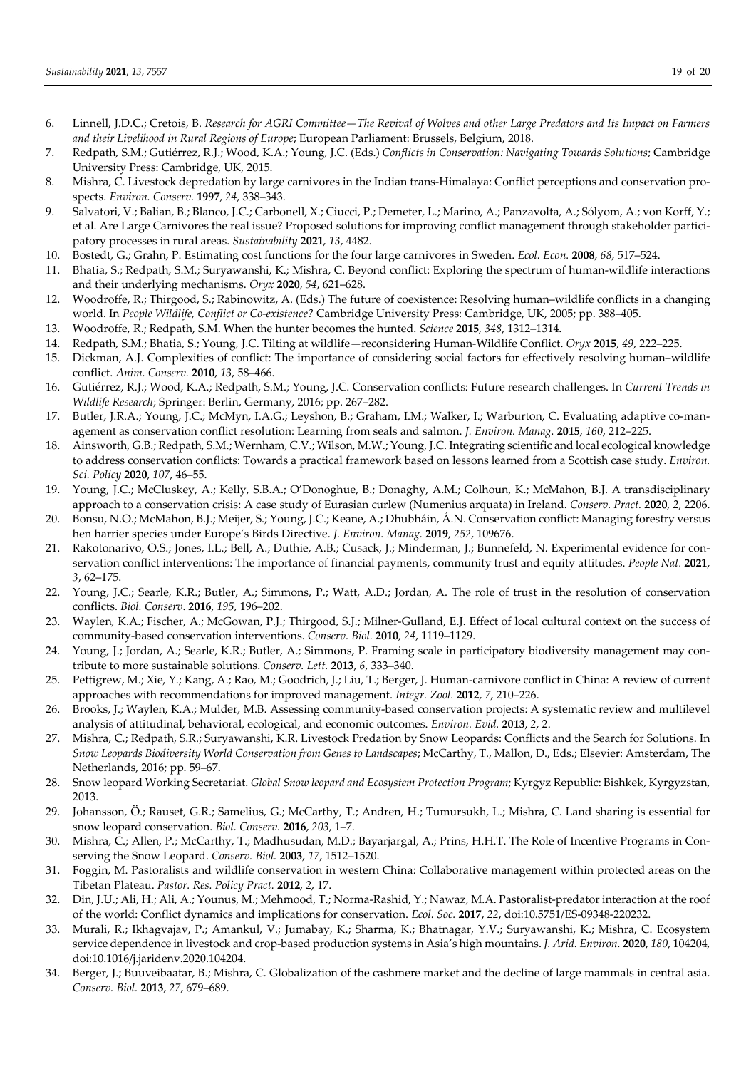6. Linnell, J.D.C.; Cretois, B. *Research for AGRI Committee—The Revival of Wolves and other Large Predators and Its Impact on Farmers and their Livelihood in Rural Regions of Europe*; European Parliament: Brussels, Belgium, 2018.
7. Redpath, S.M.; Gutiérrez, R.J.; Wood, K.A.; Young, J.C. (Eds.) *Conflicts in Conservation: Navigating Towards Solutions*; Cambridge University Press: Cambridge, UK, 2015.
8. Mishra, C. Livestock depredation by large carnivores in the Indian trans-Himalaya: Conflict perceptions and conservation prospects. *Environ. Conserv.* **1997**, *24*, 338–343.
9. Salvatori, V.; Balian, B.; Blanco, J.C.; Carbonell, X.; Ciucci, P.; Demeter, L.; Marino, A.; Panzavolta, A.; Sólyom, A.; von Korff, Y.; et al. Are Large Carnivores the real issue? Proposed solutions for improving conflict management through stakeholder participatory processes in rural areas. *Sustainability* **2021**, *13*, 4482.
10. Bostedt, G.; Grahn, P. Estimating cost functions for the four large carnivores in Sweden. *Ecol. Econ.* **2008**, *68*, 517–524.
11. Bhatia, S.; Redpath, S.M.; Suryawanshi, K.; Mishra, C. Beyond conflict: Exploring the spectrum of human-wildlife interactions and their underlying mechanisms. *Oryx* **2020**, *54*, 621–628.
12. Woodroffe, R.; Thirgood, S.; Rabinowitz, A. (Eds.) The future of coexistence: Resolving human–wildlife conflicts in a changing world. In *People Wildlife, Conflict or Co-existence?* Cambridge University Press: Cambridge, UK, 2005; pp. 388–405.
13. Woodroffe, R.; Redpath, S.M. When the hunter becomes the hunted. *Science* **2015**, *348*, 1312–1314.
14. Redpath, S.M.; Bhatia, S.; Young, J.C. Tilting at wildlife—reconsidering Human-Wildlife Conflict. *Oryx* **2015**, *49*, 222–225.
15. Dickman, A.J. Complexities of conflict: The importance of considering social factors for effectively resolving human–wildlife conflict. *Anim. Conserv.* **2010**, *13*, 58–466.
16. Gutiérrez, R.J.; Wood, K.A.; Redpath, S.M.; Young, J.C. Conservation conflicts: Future research challenges. In *Current Trends in Wildlife Research*; Springer: Berlin, Germany, 2016; pp. 267–282.
17. Butler, J.R.A.; Young, J.C.; McMyn, I.A.G.; Leyshon, B.; Graham, I.M.; Walker, I.; Warburton, C. Evaluating adaptive co-management as conservation conflict resolution: Learning from seals and salmon. *J. Environ. Manag.* **2015**, *160*, 212–225.
18. Ainsworth, G.B.; Redpath, S.M.; Wernham, C.V.; Wilson, M.W.; Young, J.C. Integrating scientific and local ecological knowledge to address conservation conflicts: Towards a practical framework based on lessons learned from a Scottish case study. *Environ. Sci. Policy* **2020**, *107*, 46–55.
19. Young, J.C.; McCluskey, A.; Kelly, S.B.A.; O'Donoghue, B.; Donaghy, A.M.; Colhoun, K.; McMahon, B.J. A transdisciplinary approach to a conservation crisis: A case study of Eurasian curlew (Numenius arquata) in Ireland. *Conserv. Pract.* **2020**, *2*, 2206.
20. Bonsu, N.O.; McMahon, B.J.; Meijer, S.; Young, J.C.; Keane, A.; Dhubháin, Á.N. Conservation conflict: Managing forestry versus hen harrier species under Europe's Birds Directive. *J. Environ. Manag.* **2019**, *252*, 109676.
21. Rakotonarivo, O.S.; Jones, I.L.; Bell, A.; Duthie, A.B.; Cusack, J.; Minderman, J.; Bunnefeld, N. Experimental evidence for conservation conflict interventions: The importance of financial payments, community trust and equity attitudes. *People Nat.* **2021**, *3*, 62–175.
22. Young, J.C.; Searle, K.R.; Butler, A.; Simmons, P.; Watt, A.D.; Jordan, A. The role of trust in the resolution of conservation conflicts. *Biol. Conserv*. **2016**, *195*, 196–202.
23. Waylen, K.A.; Fischer, A.; McGowan, P.J.; Thirgood, S.J.; Milner-Gulland, E.J. Effect of local cultural context on the success of community-based conservation interventions. *Conserv. Biol.* **2010**, *24*, 1119–1129.
24. Young, J.; Jordan, A.; Searle, K.R.; Butler, A.; Simmons, P. Framing scale in participatory biodiversity management may contribute to more sustainable solutions. *Conserv. Lett.* **2013**, *6*, 333–340.
25. Pettigrew, M.; Xie, Y.; Kang, A.; Rao, M.; Goodrich, J.; Liu, T.; Berger, J. Human-carnivore conflict in China: A review of current approaches with recommendations for improved management. *Integr. Zool.* **2012**, *7*, 210–226.
26. Brooks, J.; Waylen, K.A.; Mulder, M.B. Assessing community-based conservation projects: A systematic review and multilevel analysis of attitudinal, behavioral, ecological, and economic outcomes. *Environ. Evid.* **2013**, *2*, 2.
27. Mishra, C.; Redpath, S.R.; Suryawanshi, K.R. Livestock Predation by Snow Leopards: Conflicts and the Search for Solutions. In *Snow Leopards Biodiversity World Conservation from Genes to Landscapes*; McCarthy, T., Mallon, D., Eds.; Elsevier: Amsterdam, The Netherlands, 2016; pp. 59–67.
28. Snow leopard Working Secretariat. *Global Snow leopard and Ecosystem Protection Program*; Kyrgyz Republic: Bishkek, Kyrgyzstan, 2013.
29. Johansson, Ö.; Rauset, G.R.; Samelius, G.; McCarthy, T.; Andren, H.; Tumursukh, L.; Mishra, C. Land sharing is essential for snow leopard conservation. *Biol. Conserv.* **2016**, *203*, 1–7.
30. Mishra, C.; Allen, P.; McCarthy, T.; Madhusudan, M.D.; Bayarjargal, A.; Prins, H.H.T. The Role of Incentive Programs in Conserving the Snow Leopard. *Conserv. Biol.* **2003**, *17*, 1512–1520.
31. Foggin, M. Pastoralists and wildlife conservation in western China: Collaborative management within protected areas on the Tibetan Plateau. *Pastor. Res. Policy Pract.* **2012**, *2*, 17.
32. Din, J.U.; Ali, H.; Ali, A.; Younus, M.; Mehmood, T.; Norma-Rashid, Y.; Nawaz, M.A. Pastoralist-predator interaction at the roof of the world: Conflict dynamics and implications for conservation. *Ecol. Soc.* **2017**, *22*, doi:10.5751/ES-09348-220232.
33. Murali, R.; Ikhagvajav, P.; Amankul, V.; Jumabay, K.; Sharma, K.; Bhatnagar, Y.V.; Suryawanshi, K.; Mishra, C. Ecosystem service dependence in livestock and crop-based production systems in Asia's high mountains. *J. Arid. Environ.* **2020**, *180*, 104204, doi:10.1016/j.jaridenv.2020.104204.
34. Berger, J.; Buuveibaatar, B.; Mishra, C. Globalization of the cashmere market and the decline of large mammals in central asia. *Conserv. Biol.* **2013**, *27*, 679–689.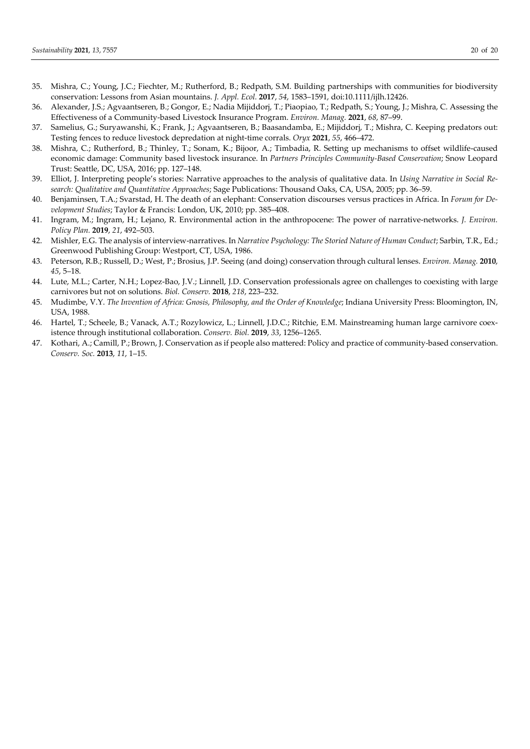35. Mishra, C.; Young, J.C.; Fiechter, M.; Rutherford, B.; Redpath, S.M. Building partnerships with communities for biodiversity conservation: Lessons from Asian mountains. *J. Appl. Ecol.* **2017**, *54*, 1583–1591, doi:10.1111/ijlh.12426.
36. Alexander, J.S.; Agvaantseren, B.; Gongor, E.; Nadia Mijiddorj, T.; Piaopiao, T.; Redpath, S.; Young, J.; Mishra, C. Assessing the Effectiveness of a Community-based Livestock Insurance Program. *Environ. Manag.* **2021**, *68*, 87–99.
37. Samelius, G.; Suryawanshi, K.; Frank, J.; Agvaantseren, B.; Baasandamba, E.; Mijiddorj, T.; Mishra, C. Keeping predators out: Testing fences to reduce livestock depredation at night-time corrals. *Oryx* **2021**, *55*, 466–472.
38. Mishra, C.; Rutherford, B.; Thinley, T.; Sonam, K.; Bijoor, A.; Timbadia, R. Setting up mechanisms to offset wildlife-caused economic damage: Community based livestock insurance. In *Partners Principles Community-Based Conservation*; Snow Leopard Trust: Seattle, DC, USA, 2016; pp. 127–148.
39. Elliot, J. Interpreting people's stories: Narrative approaches to the analysis of qualitative data. In *Using Narrative in Social Research: Qualitative and Quantitative Approaches*; Sage Publications: Thousand Oaks, CA, USA, 2005; pp. 36–59.
40. Benjaminsen, T.A.; Svarstad, H. The death of an elephant: Conservation discourses versus practices in Africa. In *Forum for Development Studies*; Taylor & Francis: London, UK, 2010; pp. 385–408.
41. Ingram, M.; Ingram, H.; Lejano, R. Environmental action in the anthropocene: The power of narrative-networks. *J. Environ. Policy Plan.* **2019**, *21*, 492–503.
42. Mishler, E.G. The analysis of interview-narratives. In *Narrative Psychology: The Storied Nature of Human Conduct*; Sarbin, T.R., Ed.; Greenwood Publishing Group: Westport, CT, USA, 1986.
43. Peterson, R.B.; Russell, D.; West, P.; Brosius, J.P. Seeing (and doing) conservation through cultural lenses. *Environ. Manag.* **2010**, *45*, 5–18.
44. Lute, M.L.; Carter, N.H.; Lopez-Bao, J.V.; Linnell, J.D. Conservation professionals agree on challenges to coexisting with large carnivores but not on solutions. *Biol. Conserv.* **2018**, *218*, 223–232.
45. Mudimbe, V.Y. *The Invention of Africa: Gnosis, Philosophy, and the Order of Knowledge*; Indiana University Press: Bloomington, IN, USA, 1988.
46. Hartel, T.; Scheele, B.; Vanack, A.T.; Rozylowicz, L.; Linnell, J.D.C.; Ritchie, E.M. Mainstreaming human large carnivore coexistence through institutional collaboration. *Conserv. Biol.* **2019**, *33*, 1256–1265.
47. Kothari, A.; Camill, P.; Brown, J. Conservation as if people also mattered: Policy and practice of community-based conservation. *Conserv. Soc.* **2013**, *11*, 1–15.